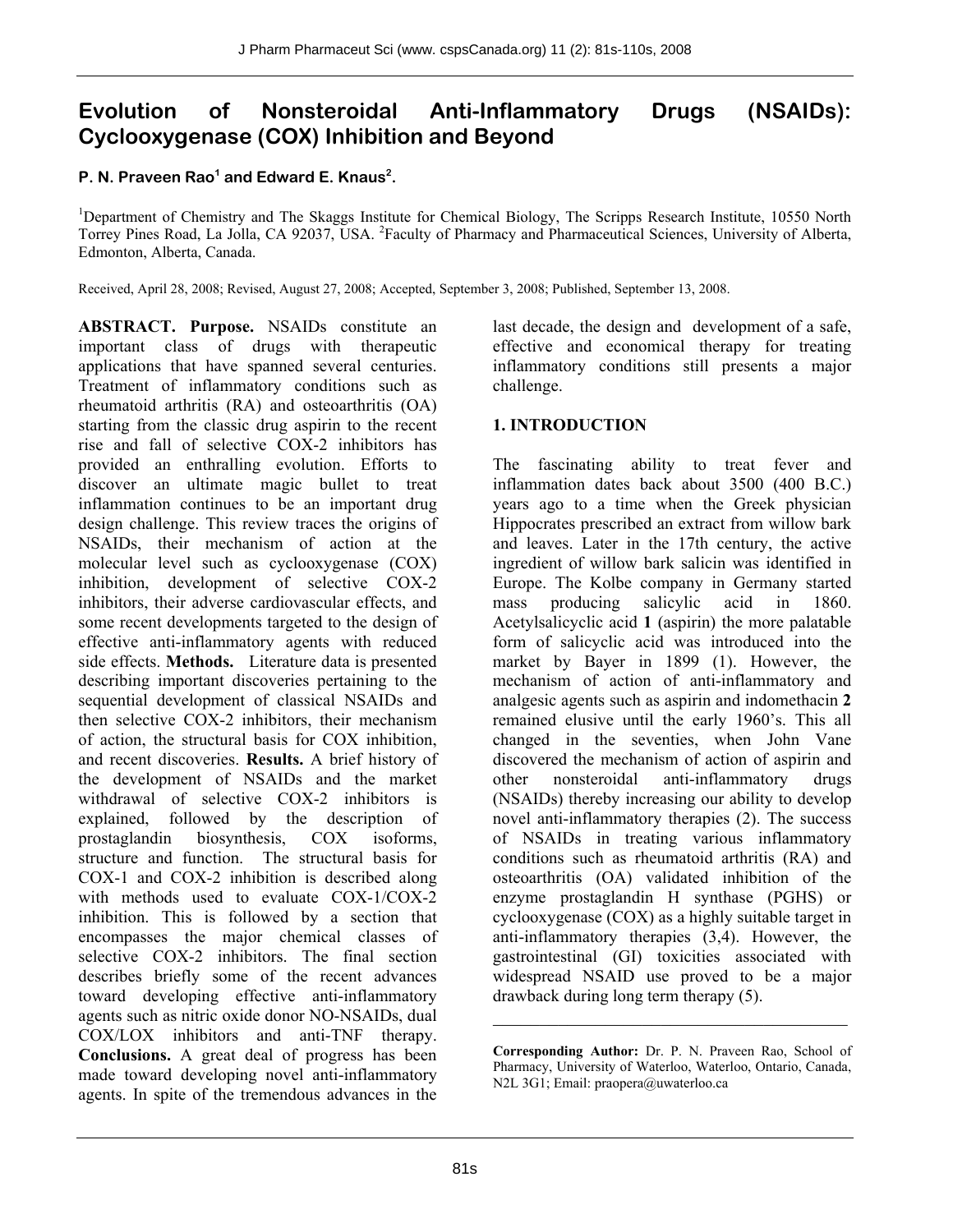# Evolution of Nonsteroidal Anti-Inflammatory Drugs (NSAIDs): Cyclooxygenase (COX) Inhibition and Beyond

**P. N. Praveen Rao[1] and Edward E. Knaus[2].**

[1]Department of Chemistry and The Skaggs Institute for Chemical Biology, The Scripps Research Institute, 10550 North Torrey Pines Road, La Jolla, CA 92037, USA. [2]Faculty of Pharmacy and Pharmaceutical Sciences, University of Alberta, Edmonton, Alberta, Canada.

Received, April 28, 2008; Revised, August 27, 2008; Accepted, September 3, 2008; Published, September 13, 2008.

**ABSTRACT. Purpose.** NSAIDs constitute an important class of drugs with therapeutic applications that have spanned several centuries. Treatment of inflammatory conditions such as rheumatoid arthritis (RA) and osteoarthritis (OA) starting from the classic drug aspirin to the recent rise and fall of selective COX-2 inhibitors has provided an enthralling evolution. Efforts to discover an ultimate magic bullet to treat inflammation continues to be an important drug design challenge. This review traces the origins of NSAIDs, their mechanism of action at the molecular level such as cyclooxygenase (COX) inhibition, development of selective COX-2 inhibitors, their adverse cardiovascular effects, and some recent developments targeted to the design of effective anti-inflammatory agents with reduced side effects. **Methods.** Literature data is presented describing important discoveries pertaining to the sequential development of classical NSAIDs and then selective COX-2 inhibitors, their mechanism of action, the structural basis for COX inhibition, and recent discoveries. **Results.** A brief history of the development of NSAIDs and the market withdrawal of selective COX-2 inhibitors is explained, followed by the description of prostaglandin biosynthesis, COX isoforms, structure and function. The structural basis for COX-1 and COX-2 inhibition is described along with methods used to evaluate COX-1/COX-2 inhibition. This is followed by a section that encompasses the major chemical classes of selective COX-2 inhibitors. The final section describes briefly some of the recent advances toward developing effective anti-inflammatory agents such as nitric oxide donor NO-NSAIDs, dual COX/LOX inhibitors and anti-TNF therapy. **Conclusions.** A great deal of progress has been made toward developing novel anti-inflammatory agents. In spite of the tremendous advances in the last decade, the design and development of a safe, effective and economical therapy for treating inflammatory conditions still presents a major challenge.

## 1. INTRODUCTION

The fascinating ability to treat fever and inflammation dates back about 3500 (400 B.C.) years ago to a time when the Greek physician Hippocrates prescribed an extract from willow bark and leaves. Later in the 17th century, the active ingredient of willow bark salicin was identified in Europe. The Kolbe company in Germany started mass producing salicylic acid in 1860. Acetylsalicyclic acid **1** (aspirin) the more palatable form of salicyclic acid was introduced into the market by Bayer in 1899 (1). However, the mechanism of action of anti-inflammatory and analgesic agents such as aspirin and indomethacin **2** remained elusive until the early 1960's. This all changed in the seventies, when John Vane discovered the mechanism of action of aspirin and other nonsteroidal anti-inflammatory drugs (NSAIDs) thereby increasing our ability to develop novel anti-inflammatory therapies (2). The success of NSAIDs in treating various inflammatory conditions such as rheumatoid arthritis (RA) and osteoarthritis (OA) validated inhibition of the enzyme prostaglandin H synthase (PGHS) or cyclooxygenase (COX) as a highly suitable target in anti-inflammatory therapies (3,4). However, the gastrointestinal (GI) toxicities associated with widespread NSAID use proved to be a major drawback during long term therapy (5).

---

**Corresponding Author:** Dr. P. N. Praveen Rao, School of Pharmacy, University of Waterloo, Waterloo, Ontario, Canada, N2L 3G1; Email: praopera@uwaterloo.ca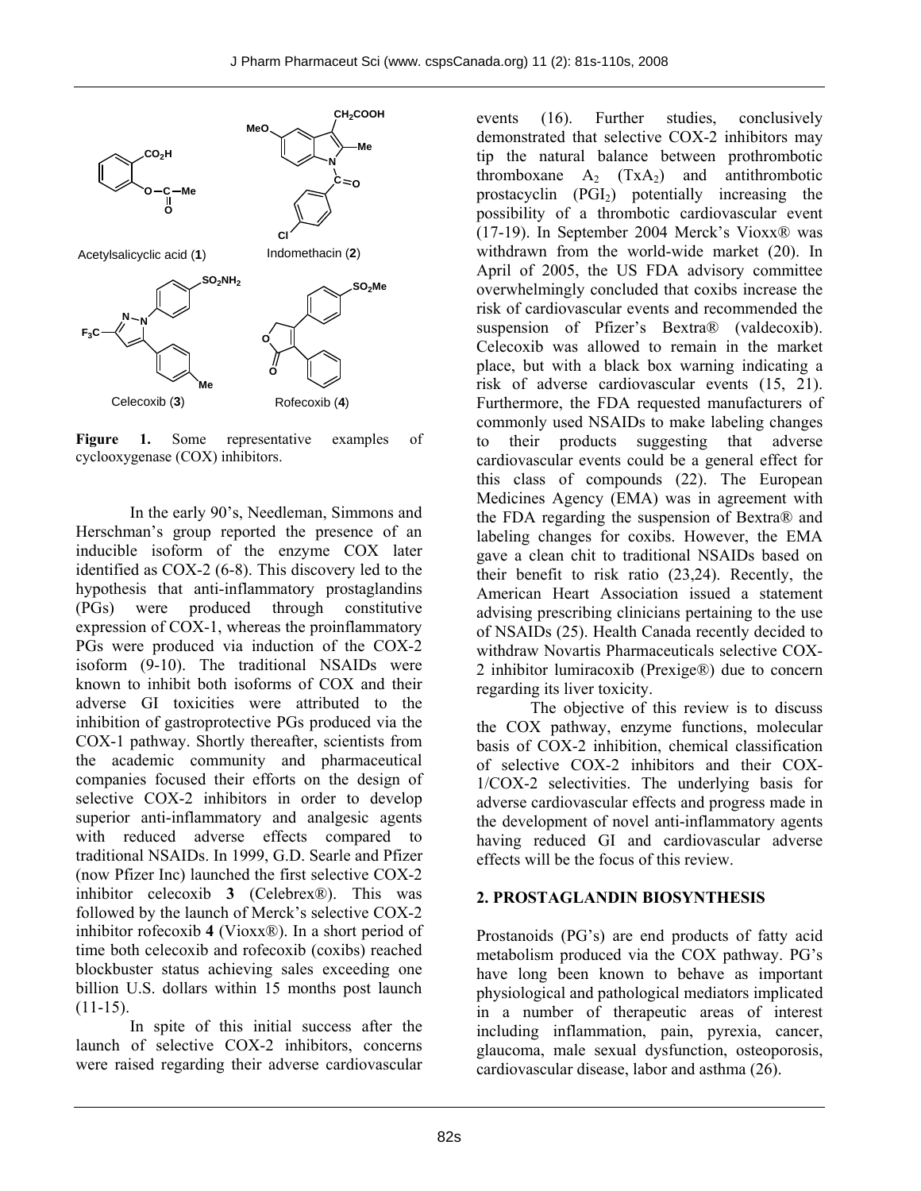Acetylsalicyclic acid (**1**)

Indomethacin (**2**)

Celecoxib (**3**)

Rofecoxib (**4**)

**Figure 1.** Some representative examples of cyclooxygenase (COX) inhibitors.

In the early 90's, Needleman, Simmons and Herschman's group reported the presence of an inducible isoform of the enzyme COX later identified as COX-2 (6-8). This discovery led to the hypothesis that anti-inflammatory prostaglandins (PGs) were produced through constitutive expression of COX-1, whereas the proinflammatory PGs were produced via induction of the COX-2 isoform (9-10). The traditional NSAIDs were known to inhibit both isoforms of COX and their adverse GI toxicities were attributed to the inhibition of gastroprotective PGs produced via the COX-1 pathway. Shortly thereafter, scientists from the academic community and pharmaceutical companies focused their efforts on the design of selective COX-2 inhibitors in order to develop superior anti-inflammatory and analgesic agents with reduced adverse effects compared to traditional NSAIDs. In 1999, G.D. Searle and Pfizer (now Pfizer Inc) launched the first selective COX-2 inhibitor celecoxib **3** (Celebrex®). This was followed by the launch of Merck's selective COX-2 inhibitor rofecoxib **4** (Vioxx®). In a short period of time both celecoxib and rofecoxib (coxibs) reached blockbuster status achieving sales exceeding one billion U.S. dollars within 15 months post launch (11-15).

In spite of this initial success after the launch of selective COX-2 inhibitors, concerns were raised regarding their adverse cardiovascular events (16). Further studies, conclusively demonstrated that selective COX-2 inhibitors may tip the natural balance between prothrombotic thromboxane $A_2$ ($TxA_2$) and antithrombotic prostacyclin ($PGI_2$) potentially increasing the possibility of a thrombotic cardiovascular event (17-19). In September 2004 Merck's Vioxx® was withdrawn from the world-wide market (20). In April of 2005, the US FDA advisory committee overwhelmingly concluded that coxibs increase the risk of cardiovascular events and recommended the suspension of Pfizer's Bextra® (valdecoxib). Celecoxib was allowed to remain in the market place, but with a black box warning indicating a risk of adverse cardiovascular events (15, 21). Furthermore, the FDA requested manufacturers of commonly used NSAIDs to make labeling changes to their products suggesting that adverse cardiovascular events could be a general effect for this class of compounds (22). The European Medicines Agency (EMA) was in agreement with the FDA regarding the suspension of Bextra® and labeling changes for coxibs. However, the EMA gave a clean chit to traditional NSAIDs based on their benefit to risk ratio (23,24). Recently, the American Heart Association issued a statement advising prescribing clinicians pertaining to the use of NSAIDs (25). Health Canada recently decided to withdraw Novartis Pharmaceuticals selective COX-2 inhibitor lumiracoxib (Prexige®) due to concern regarding its liver toxicity.

The objective of this review is to discuss the COX pathway, enzyme functions, molecular basis of COX-2 inhibition, chemical classification of selective COX-2 inhibitors and their COX-1/COX-2 selectivities. The underlying basis for adverse cardiovascular effects and progress made in the development of novel anti-inflammatory agents having reduced GI and cardiovascular adverse effects will be the focus of this review.

## 2. PROSTAGLANDIN BIOSYNTHESIS

Prostanoids (PG's) are end products of fatty acid metabolism produced via the COX pathway. PG's have long been known to behave as important physiological and pathological mediators implicated in a number of therapeutic areas of interest including inflammation, pain, pyrexia, cancer, glaucoma, male sexual dysfunction, osteoporosis, cardiovascular disease, labor and asthma (26).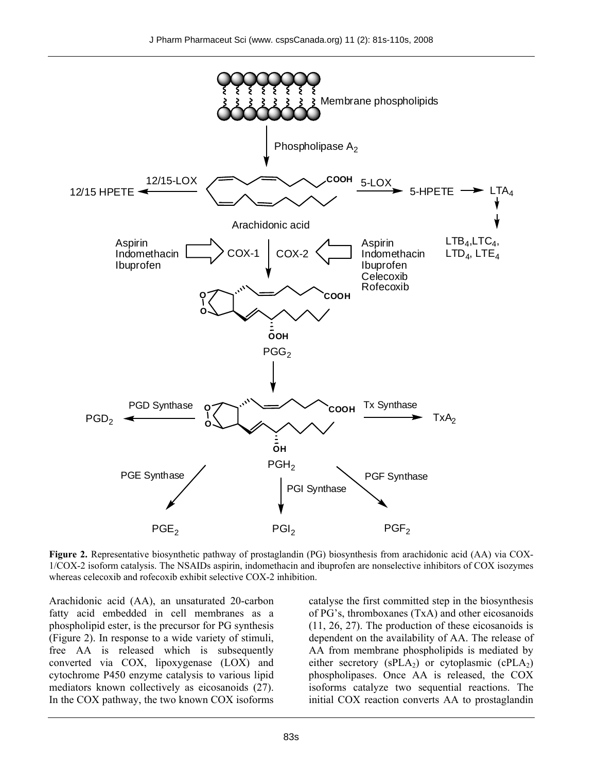**Figure 2.** Representative biosynthetic pathway of prostaglandin (PG) biosynthesis from arachidonic acid (AA) via COX-1/COX-2 isoform catalysis. The NSAIDs aspirin, indomethacin and ibuprofen are nonselective inhibitors of COX isozymes whereas celecoxib and rofecoxib exhibit selective COX-2 inhibition.

Arachidonic acid (AA), an unsaturated 20-carbon fatty acid embedded in cell membranes as a phospholipid ester, is the precursor for PG synthesis (Figure 2). In response to a wide variety of stimuli, free AA is released which is subsequently converted via COX, lipoxygenase (LOX) and cytochrome P450 enzyme catalysis to various lipid mediators known collectively as eicosanoids (27). In the COX pathway, the two known COX isoforms catalyse the first committed step in the biosynthesis of PG's, thromboxanes (TxA) and other eicosanoids (11, 26, 27). The production of these eicosanoids is dependent on the availability of AA. The release of AA from membrane phospholipids is mediated by either secretory ($sPLA_2$) or cytoplasmic ($cPLA_2$) phospholipases. Once AA is released, the COX isoforms catalyze two sequential reactions. The initial COX reaction converts AA to prostaglandin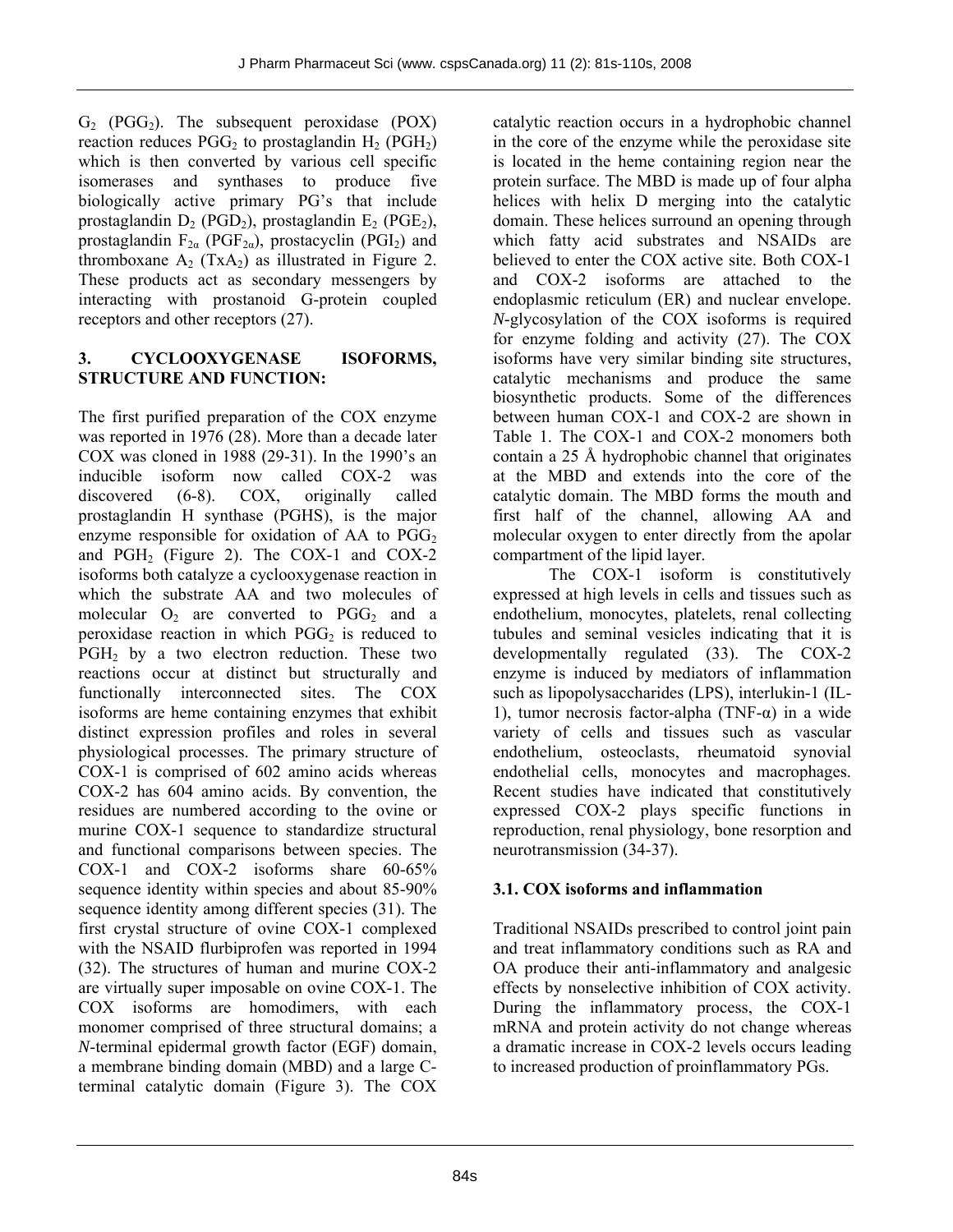$G_2$ ($PGG_2$). The subsequent peroxidase (POX) reaction reduces $PGG_2$ to prostaglandin $H_2$ ($PGH_2$) which is then converted by various cell specific isomerases and synthases to produce five biologically active primary PG's that include prostaglandin $D_2$ ($PGD_2$), prostaglandin $E_2$ ($PGE_2$), prostaglandin $F_{2\alpha}$ ($PGF_{2\alpha}$), prostacyclin ($PGI_2$) and thromboxane $A_2$ ($TxA_2$) as illustrated in Figure 2. These products act as secondary messengers by interacting with prostanoid G-protein coupled receptors and other receptors (27).

## 3. CYCLOOXYGENASE ISOFORMS, STRUCTURE AND FUNCTION:

The first purified preparation of the COX enzyme was reported in 1976 (28). More than a decade later COX was cloned in 1988 (29-31). In the 1990's an inducible isoform now called COX-2 was discovered (6-8). COX, originally called prostaglandin H synthase (PGHS), is the major enzyme responsible for oxidation of AA to $PGG_2$ and $PGH_2$ (Figure 2). The COX-1 and COX-2 isoforms both catalyze a cyclooxygenase reaction in which the substrate AA and two molecules of molecular $O_2$ are converted to $PGG_2$ and a peroxidase reaction in which $PGG_2$ is reduced to $PGH_2$ by a two electron reduction. These two reactions occur at distinct but structurally and functionally interconnected sites. The COX isoforms are heme containing enzymes that exhibit distinct expression profiles and roles in several physiological processes. The primary structure of COX-1 is comprised of 602 amino acids whereas COX-2 has 604 amino acids. By convention, the residues are numbered according to the ovine or murine COX-1 sequence to standardize structural and functional comparisons between species. The COX-1 and COX-2 isoforms share 60-65% sequence identity within species and about 85-90% sequence identity among different species (31). The first crystal structure of ovine COX-1 complexed with the NSAID flurbiprofen was reported in 1994 (32). The structures of human and murine COX-2 are virtually super imposable on ovine COX-1. The COX isoforms are homodimers, with each monomer comprised of three structural domains; a *N*-terminal epidermal growth factor (EGF) domain, a membrane binding domain (MBD) and a large C-terminal catalytic domain (Figure 3). The COX catalytic reaction occurs in a hydrophobic channel in the core of the enzyme while the peroxidase site is located in the heme containing region near the protein surface. The MBD is made up of four alpha helices with helix D merging into the catalytic domain. These helices surround an opening through which fatty acid substrates and NSAIDs are believed to enter the COX active site. Both COX-1 and COX-2 isoforms are attached to the endoplasmic reticulum (ER) and nuclear envelope. *N*-glycosylation of the COX isoforms is required for enzyme folding and activity (27). The COX isoforms have very similar binding site structures, catalytic mechanisms and produce the same biosynthetic products. Some of the differences between human COX-1 and COX-2 are shown in Table 1. The COX-1 and COX-2 monomers both contain a 25 Å hydrophobic channel that originates at the MBD and extends into the core of the catalytic domain. The MBD forms the mouth and first half of the channel, allowing AA and molecular oxygen to enter directly from the apolar compartment of the lipid layer.

The COX-1 isoform is constitutively expressed at high levels in cells and tissues such as endothelium, monocytes, platelets, renal collecting tubules and seminal vesicles indicating that it is developmentally regulated (33). The COX-2 enzyme is induced by mediators of inflammation such as lipopolysaccharides (LPS), interlukin-1 (IL-1), tumor necrosis factor-alpha (TNF-α) in a wide variety of cells and tissues such as vascular endothelium, osteoclasts, rheumatoid synovial endothelial cells, monocytes and macrophages. Recent studies have indicated that constitutively expressed COX-2 plays specific functions in reproduction, renal physiology, bone resorption and neurotransmission (34-37).

### 3.1. COX isoforms and inflammation

Traditional NSAIDs prescribed to control joint pain and treat inflammatory conditions such as RA and OA produce their anti-inflammatory and analgesic effects by nonselective inhibition of COX activity. During the inflammatory process, the COX-1 mRNA and protein activity do not change whereas a dramatic increase in COX-2 levels occurs leading to increased production of proinflammatory PGs.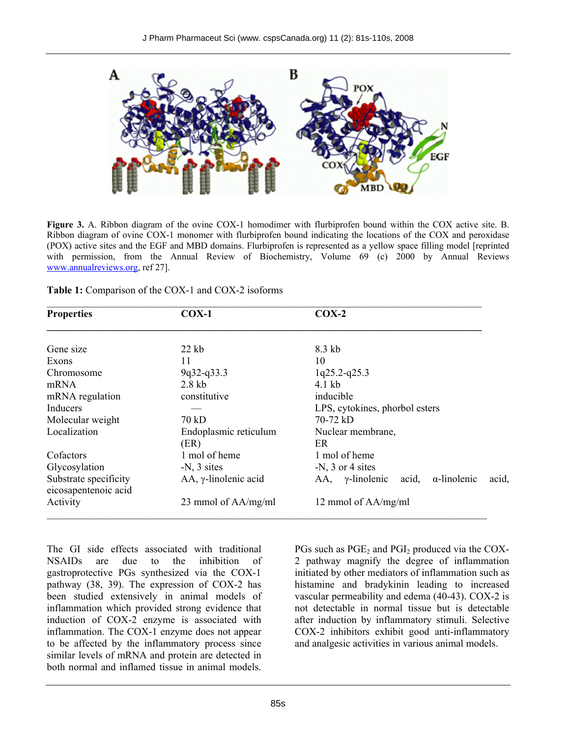**Figure 3.** A. Ribbon diagram of the ovine COX-1 homodimer with flurbiprofen bound within the COX active site. B. Ribbon diagram of ovine COX-1 monomer with flurbiprofen bound indicating the locations of the COX and peroxidase (POX) active sites and the EGF and MBD domains. Flurbiprofen is represented as a yellow space filling model [reprinted with permission, from the Annual Review of Biochemistry, Volume 69 (c) 2000 by Annual Reviews www.annualreviews.org, ref 27].

**Table 1:** Comparison of the COX-1 and COX-2 isoforms

| Properties | COX-1 | COX-2 |
|---|---|---|
| Gene size | 22 kb | 8.3 kb |
| Exons | 11 | 10 |
| Chromosome | 9q32-q33.3 | 1q25.2-q25.3 |
| mRNA | 2.8 kb | 4.1 kb |
| mRNA regulation | constitutive | inducible |
| Inducers | — | LPS, cytokines, phorbol esters |
| Molecular weight | 70 kD | 70-72 kD |
| Localization | Endoplasmic reticulum (ER) | Nuclear membrane, ER |
| Cofactors | 1 mol of heme | 1 mol of heme |
| Glycosylation | -N, 3 sites | -N, 3 or 4 sites |
| Substrate specificity | AA, γ-linolenic acid | AA, γ-linolenic acid, α-linolenic acid, eicosapentenoic acid |
| Activity | 23 mmol of AA/mg/ml | 12 mmol of AA/mg/ml |

The GI side effects associated with traditional NSAIDs are due to the inhibition of gastroprotective PGs synthesized via the COX-1 pathway (38, 39). The expression of COX-2 has been studied extensively in animal models of inflammation which provided strong evidence that induction of COX-2 enzyme is associated with inflammation. The COX-1 enzyme does not appear to be affected by the inflammatory process since similar levels of mRNA and protein are detected in both normal and inflamed tissue in animal models. PGs such as $PGE_2$ and $PGI_2$ produced via the COX-2 pathway magnify the degree of inflammation initiated by other mediators of inflammation such as histamine and bradykinin leading to increased vascular permeability and edema (40-43). COX-2 is not detectable in normal tissue but is detectable after induction by inflammatory stimuli. Selective COX-2 inhibitors exhibit good anti-inflammatory and analgesic activities in various animal models.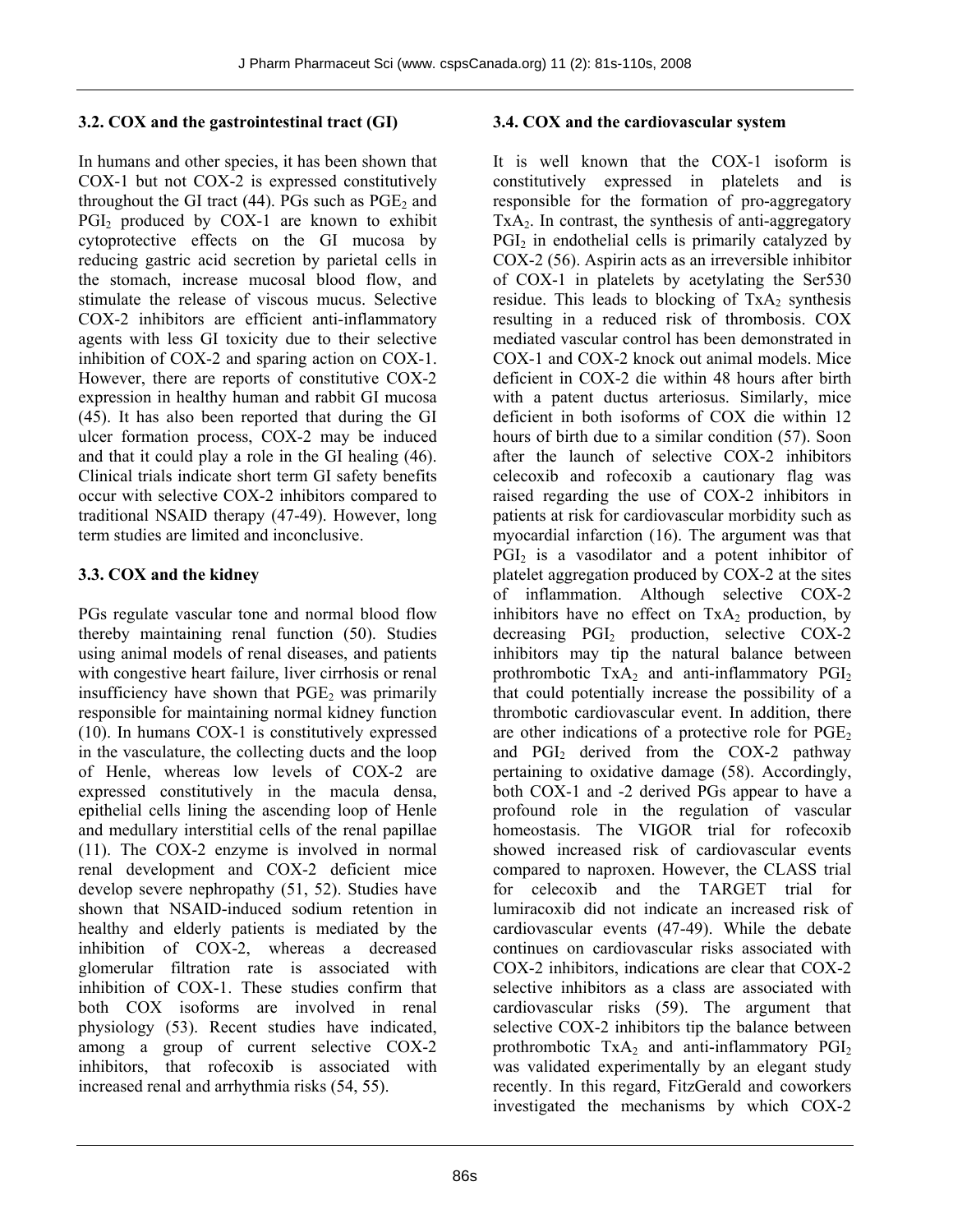### 3.2. COX and the gastrointestinal tract (GI)

In humans and other species, it has been shown that COX-1 but not COX-2 is expressed constitutively throughout the GI tract (44). PGs such as $PGE_2$ and $PGI_2$ produced by COX-1 are known to exhibit cytoprotective effects on the GI mucosa by reducing gastric acid secretion by parietal cells in the stomach, increase mucosal blood flow, and stimulate the release of viscous mucus. Selective COX-2 inhibitors are efficient anti-inflammatory agents with less GI toxicity due to their selective inhibition of COX-2 and sparing action on COX-1. However, there are reports of constitutive COX-2 expression in healthy human and rabbit GI mucosa (45). It has also been reported that during the GI ulcer formation process, COX-2 may be induced and that it could play a role in the GI healing (46). Clinical trials indicate short term GI safety benefits occur with selective COX-2 inhibitors compared to traditional NSAID therapy (47-49). However, long term studies are limited and inconclusive.

### 3.3. COX and the kidney

PGs regulate vascular tone and normal blood flow thereby maintaining renal function (50). Studies using animal models of renal diseases, and patients with congestive heart failure, liver cirrhosis or renal insufficiency have shown that $PGE_2$ was primarily responsible for maintaining normal kidney function (10). In humans COX-1 is constitutively expressed in the vasculature, the collecting ducts and the loop of Henle, whereas low levels of COX-2 are expressed constitutively in the macula densa, epithelial cells lining the ascending loop of Henle and medullary interstitial cells of the renal papillae (11). The COX-2 enzyme is involved in normal renal development and COX-2 deficient mice develop severe nephropathy (51, 52). Studies have shown that NSAID-induced sodium retention in healthy and elderly patients is mediated by the inhibition of COX-2, whereas a decreased glomerular filtration rate is associated with inhibition of COX-1. These studies confirm that both COX isoforms are involved in renal physiology (53). Recent studies have indicated, among a group of current selective COX-2 inhibitors, that rofecoxib is associated with increased renal and arrhythmia risks (54, 55).

### 3.4. COX and the cardiovascular system

It is well known that the COX-1 isoform is constitutively expressed in platelets and is responsible for the formation of pro-aggregatory $TxA_2$. In contrast, the synthesis of anti-aggregatory $PGI_2$ in endothelial cells is primarily catalyzed by COX-2 (56). Aspirin acts as an irreversible inhibitor of COX-1 in platelets by acetylating the Ser530 residue. This leads to blocking of $TxA_2$ synthesis resulting in a reduced risk of thrombosis. COX mediated vascular control has been demonstrated in COX-1 and COX-2 knock out animal models. Mice deficient in COX-2 die within 48 hours after birth with a patent ductus arteriosus. Similarly, mice deficient in both isoforms of COX die within 12 hours of birth due to a similar condition (57). Soon after the launch of selective COX-2 inhibitors celecoxib and rofecoxib a cautionary flag was raised regarding the use of COX-2 inhibitors in patients at risk for cardiovascular morbidity such as myocardial infarction (16). The argument was that $PGI_2$ is a vasodilator and a potent inhibitor of platelet aggregation produced by COX-2 at the sites of inflammation. Although selective COX-2 inhibitors have no effect on $TxA_2$ production, by decreasing $PGI_2$ production, selective COX-2 inhibitors may tip the natural balance between prothrombotic $TxA_2$ and anti-inflammatory $PGI_2$ that could potentially increase the possibility of a thrombotic cardiovascular event. In addition, there are other indications of a protective role for $PGE_2$ and $PGI_2$ derived from the COX-2 pathway pertaining to oxidative damage (58). Accordingly, both COX-1 and -2 derived PGs appear to have a profound role in the regulation of vascular homeostasis. The VIGOR trial for rofecoxib showed increased risk of cardiovascular events compared to naproxen. However, the CLASS trial for celecoxib and the TARGET trial for lumiracoxib did not indicate an increased risk of cardiovascular events (47-49). While the debate continues on cardiovascular risks associated with COX-2 inhibitors, indications are clear that COX-2 selective inhibitors as a class are associated with cardiovascular risks (59). The argument that selective COX-2 inhibitors tip the balance between prothrombotic $TxA_2$ and anti-inflammatory $PGI_2$ was validated experimentally by an elegant study recently. In this regard, FitzGerald and coworkers investigated the mechanisms by which COX-2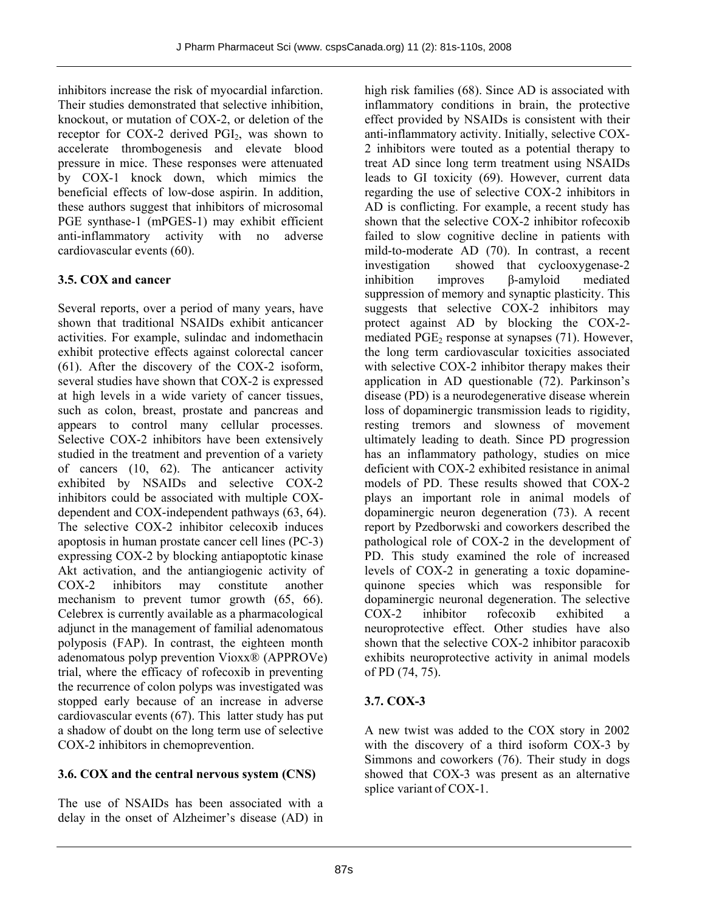inhibitors increase the risk of myocardial infarction. Their studies demonstrated that selective inhibition, knockout, or mutation of COX-2, or deletion of the receptor for COX-2 derived $PGI_2$, was shown to accelerate thrombogenesis and elevate blood pressure in mice. These responses were attenuated by COX-1 knock down, which mimics the beneficial effects of low-dose aspirin. In addition, these authors suggest that inhibitors of microsomal PGE synthase-1 (mPGES-1) may exhibit efficient anti-inflammatory activity with no adverse cardiovascular events (60).

### 3.5. COX and cancer

Several reports, over a period of many years, have shown that traditional NSAIDs exhibit anticancer activities. For example, sulindac and indomethacin exhibit protective effects against colorectal cancer (61). After the discovery of the COX-2 isoform, several studies have shown that COX-2 is expressed at high levels in a wide variety of cancer tissues, such as colon, breast, prostate and pancreas and appears to control many cellular processes. Selective COX-2 inhibitors have been extensively studied in the treatment and prevention of a variety of cancers (10, 62). The anticancer activity exhibited by NSAIDs and selective COX-2 inhibitors could be associated with multiple COX-dependent and COX-independent pathways (63, 64). The selective COX-2 inhibitor celecoxib induces apoptosis in human prostate cancer cell lines (PC-3) expressing COX-2 by blocking antiapoptotic kinase Akt activation, and the antiangiogenic activity of COX-2 inhibitors may constitute another mechanism to prevent tumor growth (65, 66). Celebrex is currently available as a pharmacological adjunct in the management of familial adenomatous polyposis (FAP). In contrast, the eighteen month adenomatous polyp prevention Vioxx® (APPROVe) trial, where the efficacy of rofecoxib in preventing the recurrence of colon polyps was investigated was stopped early because of an increase in adverse cardiovascular events (67). This latter study has put a shadow of doubt on the long term use of selective COX-2 inhibitors in chemoprevention.

### 3.6. COX and the central nervous system (CNS)

The use of NSAIDs has been associated with a delay in the onset of Alzheimer's disease (AD) in high risk families (68). Since AD is associated with inflammatory conditions in brain, the protective effect provided by NSAIDs is consistent with their anti-inflammatory activity. Initially, selective COX-2 inhibitors were touted as a potential therapy to treat AD since long term treatment using NSAIDs leads to GI toxicity (69). However, current data regarding the use of selective COX-2 inhibitors in AD is conflicting. For example, a recent study has shown that the selective COX-2 inhibitor rofecoxib failed to slow cognitive decline in patients with mild-to-moderate AD (70). In contrast, a recent investigation showed that cyclooxygenase-2 inhibition improves β-amyloid mediated suppression of memory and synaptic plasticity. This suggests that selective COX-2 inhibitors may protect against AD by blocking the COX-2-mediated $PGE_2$ response at synapses (71). However, the long term cardiovascular toxicities associated with selective COX-2 inhibitor therapy makes their application in AD questionable (72). Parkinson's disease (PD) is a neurodegenerative disease wherein loss of dopaminergic transmission leads to rigidity, resting tremors and slowness of movement ultimately leading to death. Since PD progression has an inflammatory pathology, studies on mice deficient with COX-2 exhibited resistance in animal models of PD. These results showed that COX-2 plays an important role in animal models of dopaminergic neuron degeneration (73). A recent report by Pzedborwski and coworkers described the pathological role of COX-2 in the development of PD. This study examined the role of increased levels of COX-2 in generating a toxic dopamine-quinone species which was responsible for dopaminergic neuronal degeneration. The selective COX-2 inhibitor rofecoxib exhibited a neuroprotective effect. Other studies have also shown that the selective COX-2 inhibitor paracoxib exhibits neuroprotective activity in animal models of PD (74, 75).

### 3.7. COX-3

A new twist was added to the COX story in 2002 with the discovery of a third isoform COX-3 by Simmons and coworkers (76). Their study in dogs showed that COX-3 was present as an alternative splice variant of COX-1.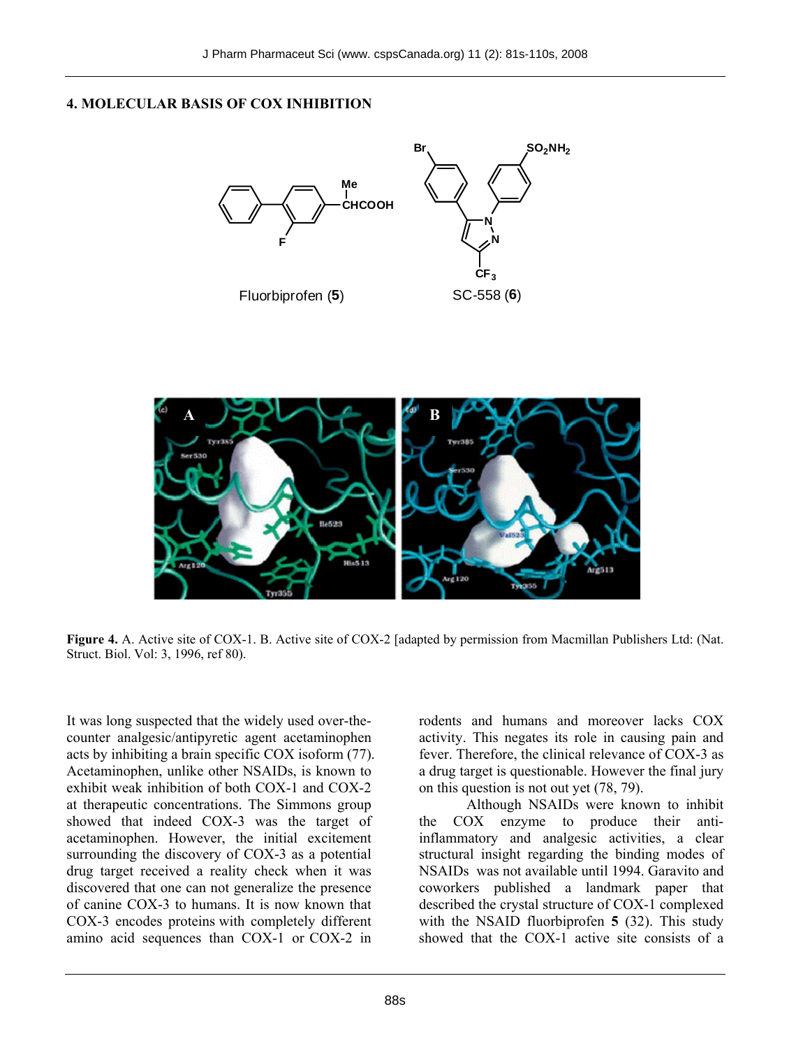## 4. MOLECULAR BASIS OF COX INHIBITION

Fluorbiprofen (**5**)   SC-558 (**6**)

**Figure 4.** A. Active site of COX-1. B. Active site of COX-2 [adapted by permission from Macmillan Publishers Ltd: (Nat. Struct. Biol. Vol: 3, 1996, ref 80).

It was long suspected that the widely used over-the-counter analgesic/antipyretic agent acetaminophen acts by inhibiting a brain specific COX isoform (77). Acetaminophen, unlike other NSAIDs, is known to exhibit weak inhibition of both COX-1 and COX-2 at therapeutic concentrations. The Simmons group showed that indeed COX-3 was the target of acetaminophen. However, the initial excitement surrounding the discovery of COX-3 as a potential drug target received a reality check when it was discovered that one can not generalize the presence of canine COX-3 to humans. It is now known that COX-3 encodes proteins with completely different amino acid sequences than COX-1 or COX-2 in rodents and humans and moreover lacks COX activity. This negates its role in causing pain and fever. Therefore, the clinical relevance of COX-3 as a drug target is questionable. However the final jury on this question is not out yet (78, 79).

Although NSAIDs were known to inhibit the COX enzyme to produce their anti-inflammatory and analgesic activities, a clear structural insight regarding the binding modes of NSAIDs was not available until 1994. Garavito and coworkers published a landmark paper that described the crystal structure of COX-1 complexed with the NSAID fluorbiprofen **5** (32). This study showed that the COX-1 active site consists of a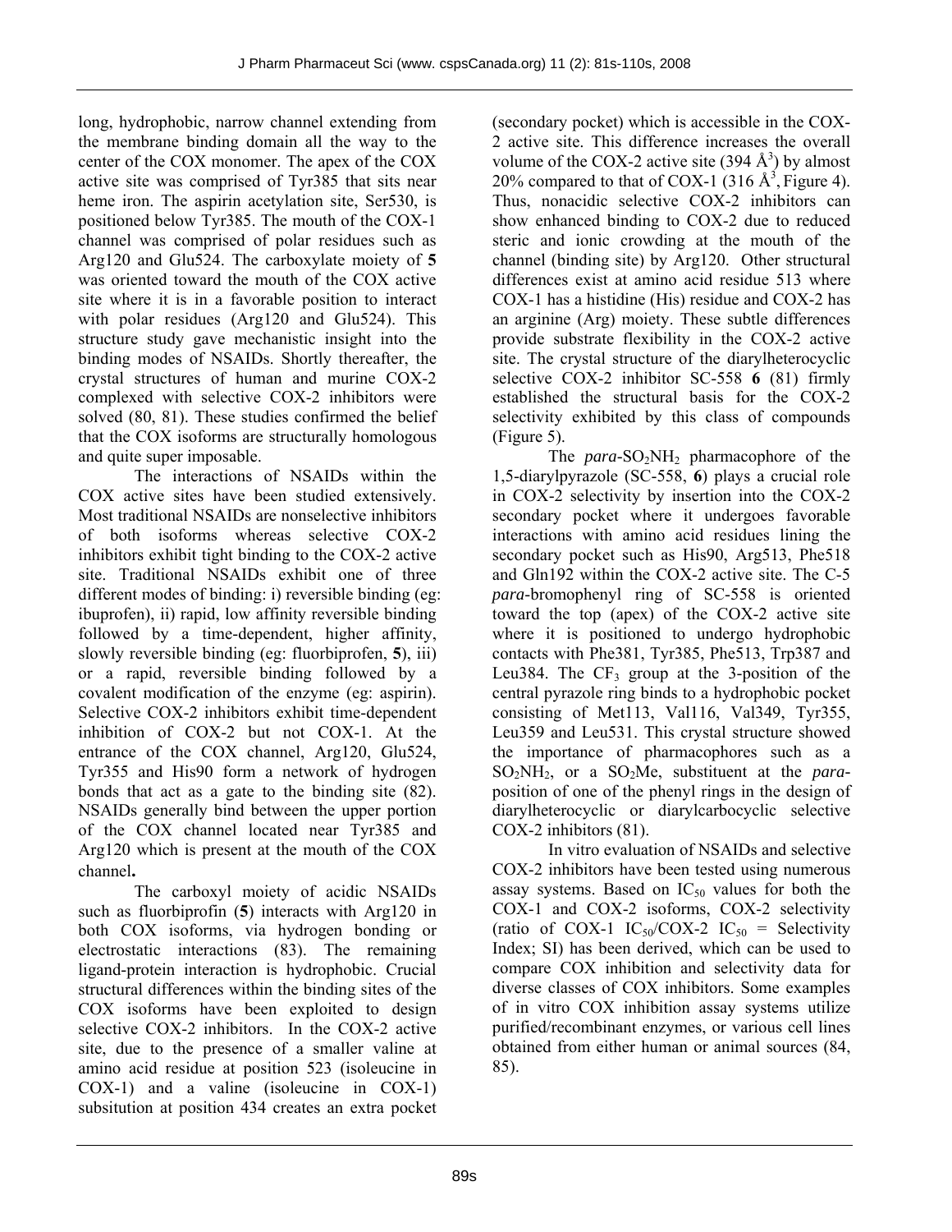long, hydrophobic, narrow channel extending from the membrane binding domain all the way to the center of the COX monomer. The apex of the COX active site was comprised of Tyr385 that sits near heme iron. The aspirin acetylation site, Ser530, is positioned below Tyr385. The mouth of the COX-1 channel was comprised of polar residues such as Arg120 and Glu524. The carboxylate moiety of **5** was oriented toward the mouth of the COX active site where it is in a favorable position to interact with polar residues (Arg120 and Glu524). This structure study gave mechanistic insight into the binding modes of NSAIDs. Shortly thereafter, the crystal structures of human and murine COX-2 complexed with selective COX-2 inhibitors were solved (80, 81). These studies confirmed the belief that the COX isoforms are structurally homologous and quite super imposable.

The interactions of NSAIDs within the COX active sites have been studied extensively. Most traditional NSAIDs are nonselective inhibitors of both isoforms whereas selective COX-2 inhibitors exhibit tight binding to the COX-2 active site. Traditional NSAIDs exhibit one of three different modes of binding: i) reversible binding (eg: ibuprofen), ii) rapid, low affinity reversible binding followed by a time-dependent, higher affinity, slowly reversible binding (eg: fluorbiprofen, **5**), iii) or a rapid, reversible binding followed by a covalent modification of the enzyme (eg: aspirin). Selective COX-2 inhibitors exhibit time-dependent inhibition of COX-2 but not COX-1. At the entrance of the COX channel, Arg120, Glu524, Tyr355 and His90 form a network of hydrogen bonds that act as a gate to the binding site (82). NSAIDs generally bind between the upper portion of the COX channel located near Tyr385 and Arg120 which is present at the mouth of the COX channel**.**

The carboxyl moiety of acidic NSAIDs such as fluorbiprofin (**5**) interacts with Arg120 in both COX isoforms, via hydrogen bonding or electrostatic interactions (83). The remaining ligand-protein interaction is hydrophobic. Crucial structural differences within the binding sites of the COX isoforms have been exploited to design selective COX-2 inhibitors. In the COX-2 active site, due to the presence of a smaller valine at amino acid residue at position 523 (isoleucine in COX-1) and a valine (isoleucine in COX-1) subsitution at position 434 creates an extra pocket (secondary pocket) which is accessible in the COX-2 active site. This difference increases the overall volume of the COX-2 active site (394 Å$^3$) by almost 20% compared to that of COX-1 (316 Å$^3$, Figure 4). Thus, nonacidic selective COX-2 inhibitors can show enhanced binding to COX-2 due to reduced steric and ionic crowding at the mouth of the channel (binding site) by Arg120. Other structural differences exist at amino acid residue 513 where COX-1 has a histidine (His) residue and COX-2 has an arginine (Arg) moiety. These subtle differences provide substrate flexibility in the COX-2 active site. The crystal structure of the diarylheterocyclic selective COX-2 inhibitor SC-558 **6** (81) firmly established the structural basis for the COX-2 selectivity exhibited by this class of compounds (Figure 5).

The *para*-$SO_2NH_2$ pharmacophore of the 1,5-diarylpyrazole (SC-558, **6**) plays a crucial role in COX-2 selectivity by insertion into the COX-2 secondary pocket where it undergoes favorable interactions with amino acid residues lining the secondary pocket such as His90, Arg513, Phe518 and Gln192 within the COX-2 active site. The C-5 *para*-bromophenyl ring of SC-558 is oriented toward the top (apex) of the COX-2 active site where it is positioned to undergo hydrophobic contacts with Phe381, Tyr385, Phe513, Trp387 and Leu384. The $CF_3$ group at the 3-position of the central pyrazole ring binds to a hydrophobic pocket consisting of Met113, Val116, Val349, Tyr355, Leu359 and Leu531. This crystal structure showed the importance of pharmacophores such as a $SO_2NH_2$, or a $SO_2Me$, substituent at the *para*-position of one of the phenyl rings in the design of diarylheterocyclic or diarylcarbocyclic selective COX-2 inhibitors (81).

In vitro evaluation of NSAIDs and selective COX-2 inhibitors have been tested using numerous assay systems. Based on $IC_{50}$ values for both the COX-1 and COX-2 isoforms, COX-2 selectivity (ratio of COX-1 $IC_{50}$/COX-2 $IC_{50}$ = Selectivity Index; SI) has been derived, which can be used to compare COX inhibition and selectivity data for diverse classes of COX inhibitors. Some examples of in vitro COX inhibition assay systems utilize purified/recombinant enzymes, or various cell lines obtained from either human or animal sources (84, 85).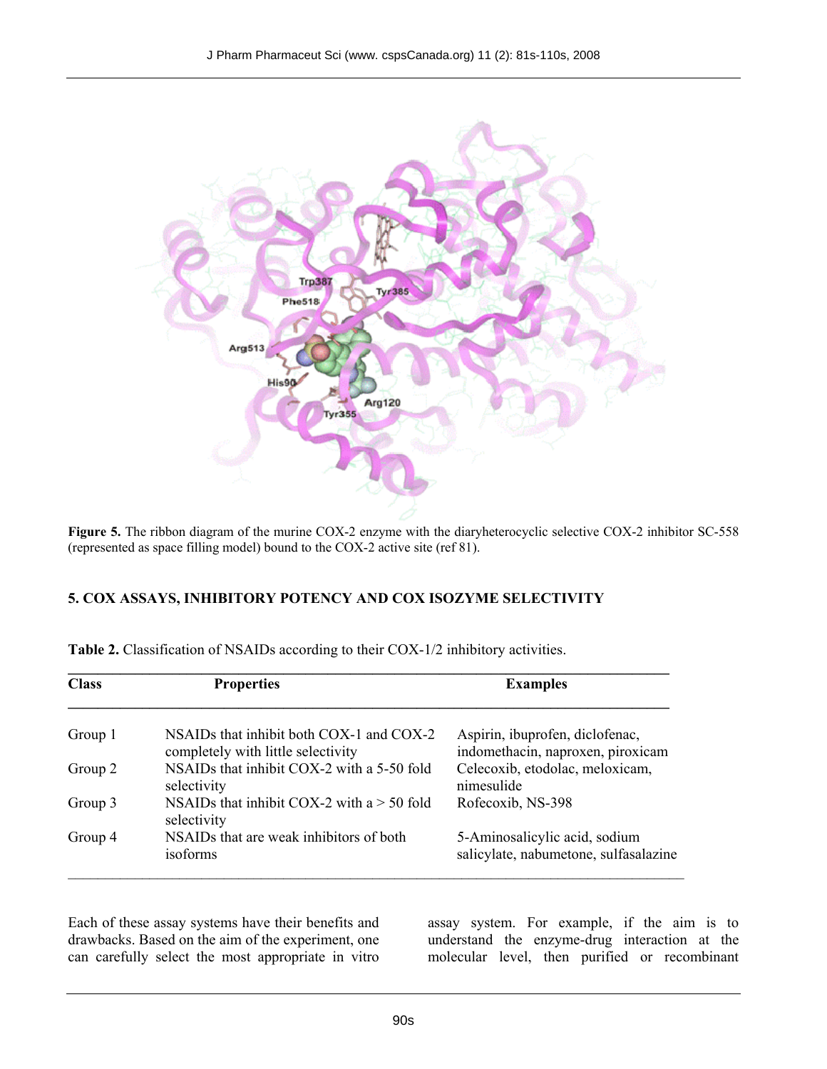Figure 5. The ribbon diagram of the murine COX-2 enzyme with the diaryheterocyclic selective COX-2 inhibitor SC-558 (represented as space filling model) bound to the COX-2 active site (ref 81).

## 5. COX ASSAYS, INHIBITORY POTENCY AND COX ISOZYME SELECTIVITY

**Table 2.** Classification of NSAIDs according to their COX-1/2 inhibitory activities.

| Class | Properties | Examples |
|---|---|---|
| Group 1 | NSAIDs that inhibit both COX-1 and COX-2 completely with little selectivity | Aspirin, ibuprofen, diclofenac, indomethacin, naproxen, piroxicam |
| Group 2 | NSAIDs that inhibit COX-2 with a 5-50 fold selectivity | Celecoxib, etodolac, meloxicam, nimesulide |
| Group 3 | NSAIDs that inhibit COX-2 with a > 50 fold selectivity | Rofecoxib, NS-398 |
| Group 4 | NSAIDs that are weak inhibitors of both isoforms | 5-Aminosalicylic acid, sodium salicylate, nabumetone, sulfasalazine |

Each of these assay systems have their benefits and drawbacks. Based on the aim of the experiment, one can carefully select the most appropriate in vitro assay system. For example, if the aim is to understand the enzyme-drug interaction at the molecular level, then purified or recombinant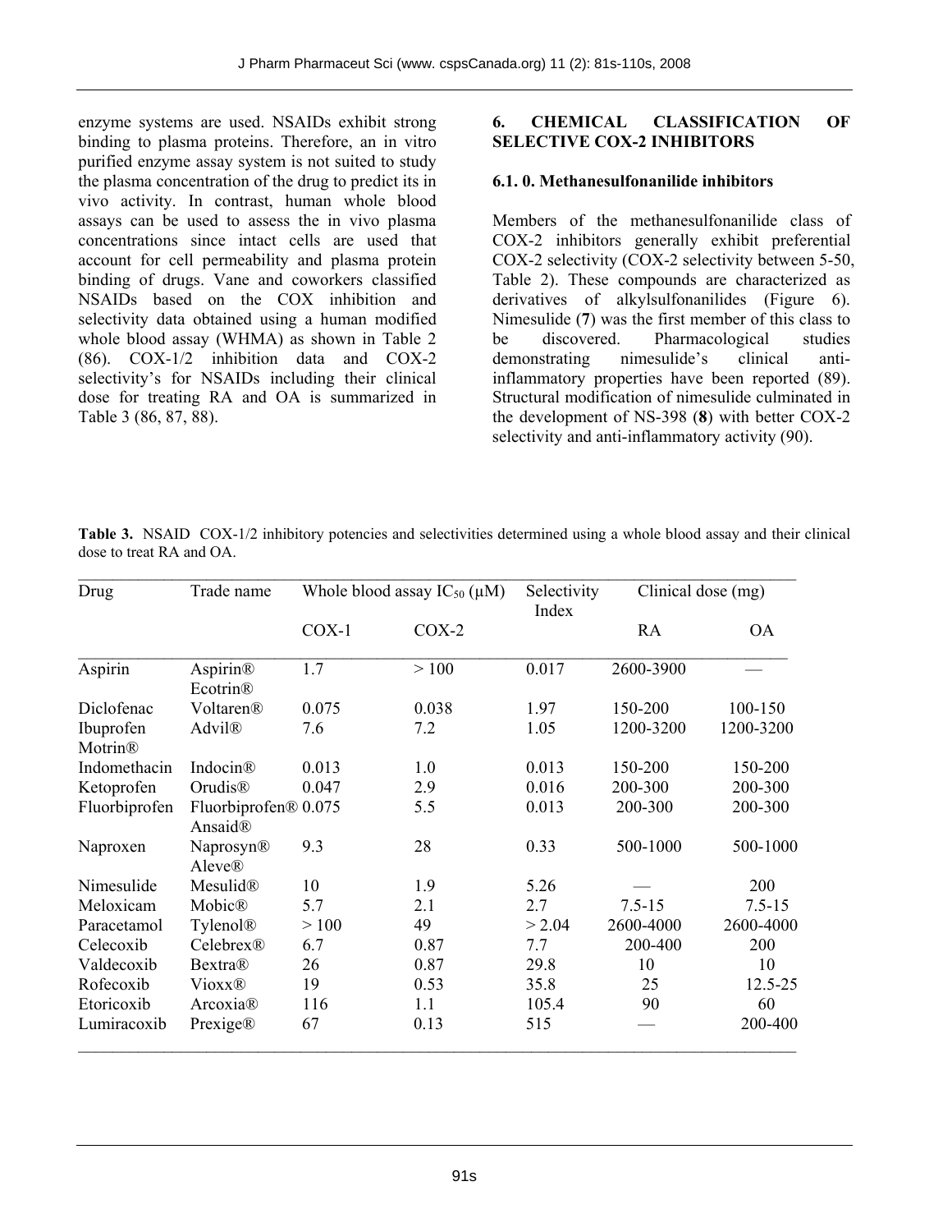enzyme systems are used. NSAIDs exhibit strong binding to plasma proteins. Therefore, an in vitro purified enzyme assay system is not suited to study the plasma concentration of the drug to predict its in vivo activity. In contrast, human whole blood assays can be used to assess the in vivo plasma concentrations since intact cells are used that account for cell permeability and plasma protein binding of drugs. Vane and coworkers classified NSAIDs based on the COX inhibition and selectivity data obtained using a human modified whole blood assay (WHMA) as shown in Table 2 (86). COX-1/2 inhibition data and COX-2 selectivity's for NSAIDs including their clinical dose for treating RA and OA is summarized in Table 3 (86, 87, 88).

## 6. CHEMICAL CLASSIFICATION OF SELECTIVE COX-2 INHIBITORS

### 6.1. 0. Methanesulfonanilide inhibitors

Members of the methanesulfonanilide class of COX-2 inhibitors generally exhibit preferential COX-2 selectivity (COX-2 selectivity between 5-50, Table 2). These compounds are characterized as derivatives of alkylsulfonanilides (Figure 6). Nimesulide (**7**) was the first member of this class to be discovered. Pharmacological studies demonstrating nimesulide's clinical anti-inflammatory properties have been reported (89). Structural modification of nimesulide culminated in the development of NS-398 (**8**) with better COX-2 selectivity and anti-inflammatory activity (90).

**Table 3.** NSAID COX-1/2 inhibitory potencies and selectivities determined using a whole blood assay and their clinical dose to treat RA and OA.

| Drug | Trade name | Whole blood assay $IC_{50}$ (μM) | | Selectivity Index | Clinical dose (mg) | |
|---|---|---|---|---|---|---|
| | | COX-1 | COX-2 | | RA | OA |
| Aspirin | Aspirin® Ecotrin® | 1.7 | > 100 | 0.017 | 2600-3900 | — |
| Diclofenac | Voltaren® | 0.075 | 0.038 | 1.97 | 150-200 | 100-150 |
| Ibuprofen Motrin® | Advil® | 7.6 | 7.2 | 1.05 | 1200-3200 | 1200-3200 |
| Indomethacin | Indocin® | 0.013 | 1.0 | 0.013 | 150-200 | 150-200 |
| Ketoprofen | Orudis® | 0.047 | 2.9 | 0.016 | 200-300 | 200-300 |
| Fluorbiprofen | Fluorbiprofen® Ansaid® | 0.075 | 5.5 | 0.013 | 200-300 | 200-300 |
| Naproxen | Naprosyn® Aleve® | 9.3 | 28 | 0.33 | 500-1000 | 500-1000 |
| Nimesulide | Mesulid® | 10 | 1.9 | 5.26 | — | 200 |
| Meloxicam | Mobic® | 5.7 | 2.1 | 2.7 | 7.5-15 | 7.5-15 |
| Paracetamol | Tylenol® | > 100 | 49 | > 2.04 | 2600-4000 | 2600-4000 |
| Celecoxib | Celebrex® | 6.7 | 0.87 | 7.7 | 200-400 | 200 |
| Valdecoxib | Bextra® | 26 | 0.87 | 29.8 | 10 | 10 |
| Rofecoxib | Vioxx® | 19 | 0.53 | 35.8 | 25 | 12.5-25 |
| Etoricoxib | Arcoxia® | 116 | 1.1 | 105.4 | 90 | 60 |
| Lumiracoxib | Prexige® | 67 | 0.13 | 515 | — | 200-400 |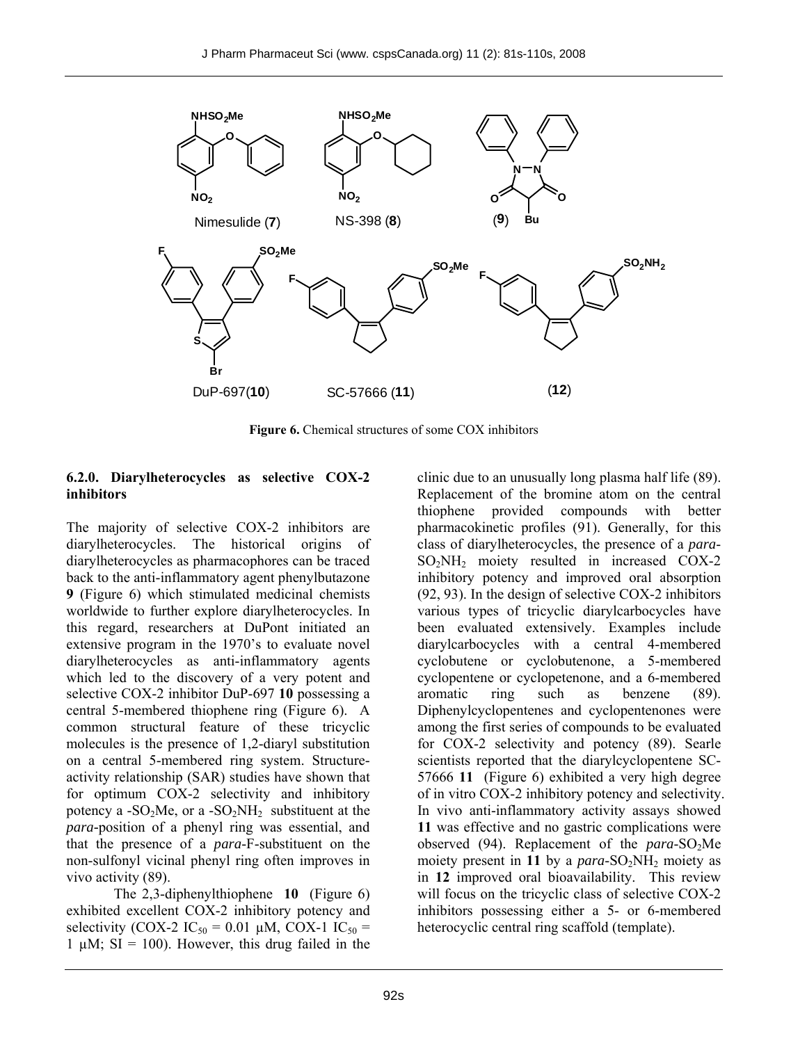Figure 6. Chemical structures of some COX inhibitors

### 6.2.0. Diarylheterocycles as selective COX-2 inhibitors

The majority of selective COX-2 inhibitors are diarylheterocycles. The historical origins of diarylheterocycles as pharmacophores can be traced back to the anti-inflammatory agent phenylbutazone **9** (Figure 6) which stimulated medicinal chemists worldwide to further explore diarylheterocycles. In this regard, researchers at DuPont initiated an extensive program in the 1970's to evaluate novel diarylheterocycles as anti-inflammatory agents which led to the discovery of a very potent and selective COX-2 inhibitor DuP-697 **10** possessing a central 5-membered thiophene ring (Figure 6). A common structural feature of these tricyclic molecules is the presence of 1,2-diaryl substitution on a central 5-membered ring system. Structure-activity relationship (SAR) studies have shown that for optimum COX-2 selectivity and inhibitory potency a -$SO_2Me$, or a -$SO_2NH_2$ substituent at the *para*-position of a phenyl ring was essential, and that the presence of a *para*-F-substituent on the non-sulfonyl vicinal phenyl ring often improves in vivo activity (89).

The 2,3-diphenylthiophene **10** (Figure 6) exhibited excellent COX-2 inhibitory potency and selectivity (COX-2 $IC_{50}$ = 0.01 μM, COX-1 $IC_{50}$ = 1 μM; SI = 100). However, this drug failed in the clinic due to an unusually long plasma half life (89). Replacement of the bromine atom on the central thiophene provided compounds with better pharmacokinetic profiles (91). Generally, for this class of diarylheterocycles, the presence of a *para*-$SO_2NH_2$ moiety resulted in increased COX-2 inhibitory potency and improved oral absorption (92, 93). In the design of selective COX-2 inhibitors various types of tricyclic diarylcarbocycles have been evaluated extensively. Examples include diarylcarbocycles with a central 4-membered cyclobutene or cyclobutenone, a 5-membered cyclopentene or cyclopetenone, and a 6-membered aromatic ring such as benzene (89). Diphenylcyclopentenes and cyclopentenones were among the first series of compounds to be evaluated for COX-2 selectivity and potency (89). Searle scientists reported that the diarylcyclopentene SC-57666 **11** (Figure 6) exhibited a very high degree of in vitro COX-2 inhibitory potency and selectivity. In vivo anti-inflammatory activity assays showed **11** was effective and no gastric complications were observed (94). Replacement of the *para*-$SO_2Me$ moiety present in **11** by a *para*-$SO_2NH_2$ moiety as in **12** improved oral bioavailability. This review will focus on the tricyclic class of selective COX-2 inhibitors possessing either a 5- or 6-membered heterocyclic central ring scaffold (template).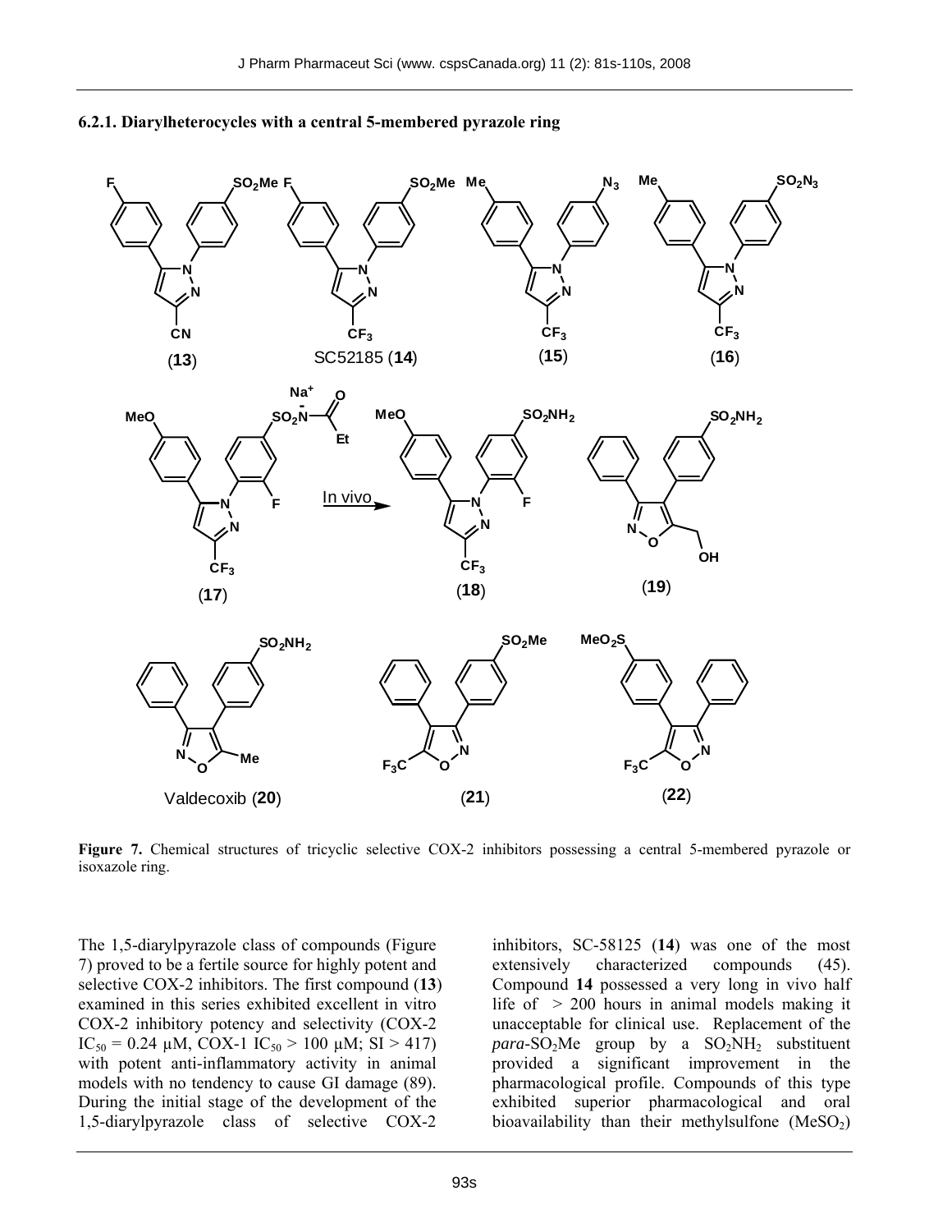### 6.2.1. Diarylheterocycles with a central 5-membered pyrazole ring

**Figure 7.** Chemical structures of tricyclic selective COX-2 inhibitors possessing a central 5-membered pyrazole or isoxazole ring.

The 1,5-diarylpyrazole class of compounds (Figure 7) proved to be a fertile source for highly potent and selective COX-2 inhibitors. The first compound (**13**) examined in this series exhibited excellent in vitro COX-2 inhibitory potency and selectivity (COX-2 $IC_{50}$ = 0.24 μM, COX-1 $IC_{50}$ > 100 μM; SI > 417) with potent anti-inflammatory activity in animal models with no tendency to cause GI damage (89). During the initial stage of the development of the 1,5-diarylpyrazole class of selective COX-2 inhibitors, SC-58125 (**14**) was one of the most extensively characterized compounds (45). Compound **14** possessed a very long in vivo half life of > 200 hours in animal models making it unacceptable for clinical use. Replacement of the *para*-$SO_2Me$ group by a $SO_2NH_2$ substituent provided a significant improvement in the pharmacological profile. Compounds of this type exhibited superior pharmacological and oral bioavailability than their methylsulfone ($MeSO_2$)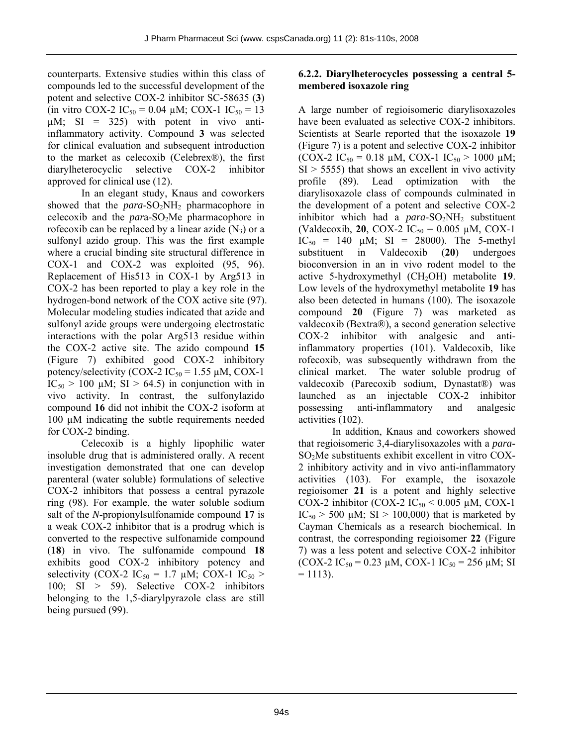counterparts. Extensive studies within this class of compounds led to the successful development of the potent and selective COX-2 inhibitor SC-58635 (**3**) (in vitro COX-2 $IC_{50}$ = 0.04 μM; COX-1 $IC_{50}$ = 13 μM; SI = 325) with potent in vivo anti-inflammatory activity. Compound **3** was selected for clinical evaluation and subsequent introduction to the market as celecoxib (Celebrex®), the first diarylheterocyclic selective COX-2 inhibitor approved for clinical use (12).

In an elegant study, Knaus and coworkers showed that the *para*-$SO_2NH_2$ pharmacophore in celecoxib and the *para*-$SO_2Me$ pharmacophore in rofecoxib can be replaced by a linear azide ($N_3$) or a sulfonyl azido group. This was the first example where a crucial binding site structural difference in COX-1 and COX-2 was exploited (95, 96). Replacement of His513 in COX-1 by Arg513 in COX-2 has been reported to play a key role in the hydrogen-bond network of the COX active site (97). Molecular modeling studies indicated that azide and sulfonyl azide groups were undergoing electrostatic interactions with the polar Arg513 residue within the COX-2 active site. The azido compound **15** (Figure 7) exhibited good COX-2 inhibitory potency/selectivity (COX-2 $IC_{50}$ = 1.55 μM, COX-1 $IC_{50}$ > 100 μM; SI > 64.5) in conjunction with in vivo activity. In contrast, the sulfonylazido compound **16** did not inhibit the COX-2 isoform at 100 μM indicating the subtle requirements needed for COX-2 binding.

Celecoxib is a highly lipophilic water insoluble drug that is administered orally. A recent investigation demonstrated that one can develop parenteral (water soluble) formulations of selective COX-2 inhibitors that possess a central pyrazole ring (98). For example, the water soluble sodium salt of the *N*-propionylsulfonamide compound **17** is a weak COX-2 inhibitor that is a prodrug which is converted to the respective sulfonamide compound (**18**) in vivo. The sulfonamide compound **18** exhibits good COX-2 inhibitory potency and selectivity (COX-2 $IC_{50}$ = 1.7 μM; COX-1 $IC_{50}$ > 100; SI > 59). Selective COX-2 inhibitors belonging to the 1,5-diarylpyrazole class are still being pursued (99).

#### 6.2.2. Diarylheterocycles possessing a central 5-membered isoxazole ring

A large number of regioisomeric diarylisoxazoles have been evaluated as selective COX-2 inhibitors. Scientists at Searle reported that the isoxazole **19** (Figure 7) is a potent and selective COX-2 inhibitor (COX-2 $IC_{50}$ = 0.18 μM, COX-1 $IC_{50}$ > 1000 μM; SI > 5555) that shows an excellent in vivo activity profile (89). Lead optimization with the diarylisoxazole class of compounds culminated in the development of a potent and selective COX-2 inhibitor which had a *para*-$SO_2NH_2$ substituent (Valdecoxib, **20**, COX-2 $IC_{50}$ = 0.005 μM, COX-1 $IC_{50}$ = 140 μM; SI = 28000). The 5-methyl substituent in Valdecoxib (**20**) undergoes bioconversion in an in vivo rodent model to the active 5-hydroxymethyl ($CH_2OH$) metabolite **19**. Low levels of the hydroxymethyl metabolite **19** has also been detected in humans (100). The isoxazole compound **20** (Figure 7) was marketed as valdecoxib (Bextra®), a second generation selective COX-2 inhibitor with analgesic and anti-inflammatory properties (101). Valdecoxib, like rofecoxib, was subsequently withdrawn from the clinical market. The water soluble prodrug of valdecoxib (Parecoxib sodium, Dynastat®) was launched as an injectable COX-2 inhibitor possessing anti-inflammatory and analgesic activities (102).

In addition, Knaus and coworkers showed that regioisomeric 3,4-diarylisoxazoles with a *para*-$SO_2Me$ substituents exhibit excellent in vitro COX-2 inhibitory activity and in vivo anti-inflammatory activities (103). For example, the isoxazole regioisomer **21** is a potent and highly selective COX-2 inhibitor (COX-2 $IC_{50}$ < 0.005 μM, COX-1 $IC_{50}$ > 500 μM; SI > 100,000) that is marketed by Cayman Chemicals as a research biochemical. In contrast, the corresponding regioisomer **22** (Figure 7) was a less potent and selective COX-2 inhibitor (COX-2 $IC_{50}$ = 0.23 μM, COX-1 $IC_{50}$ = 256 μM; SI = 1113).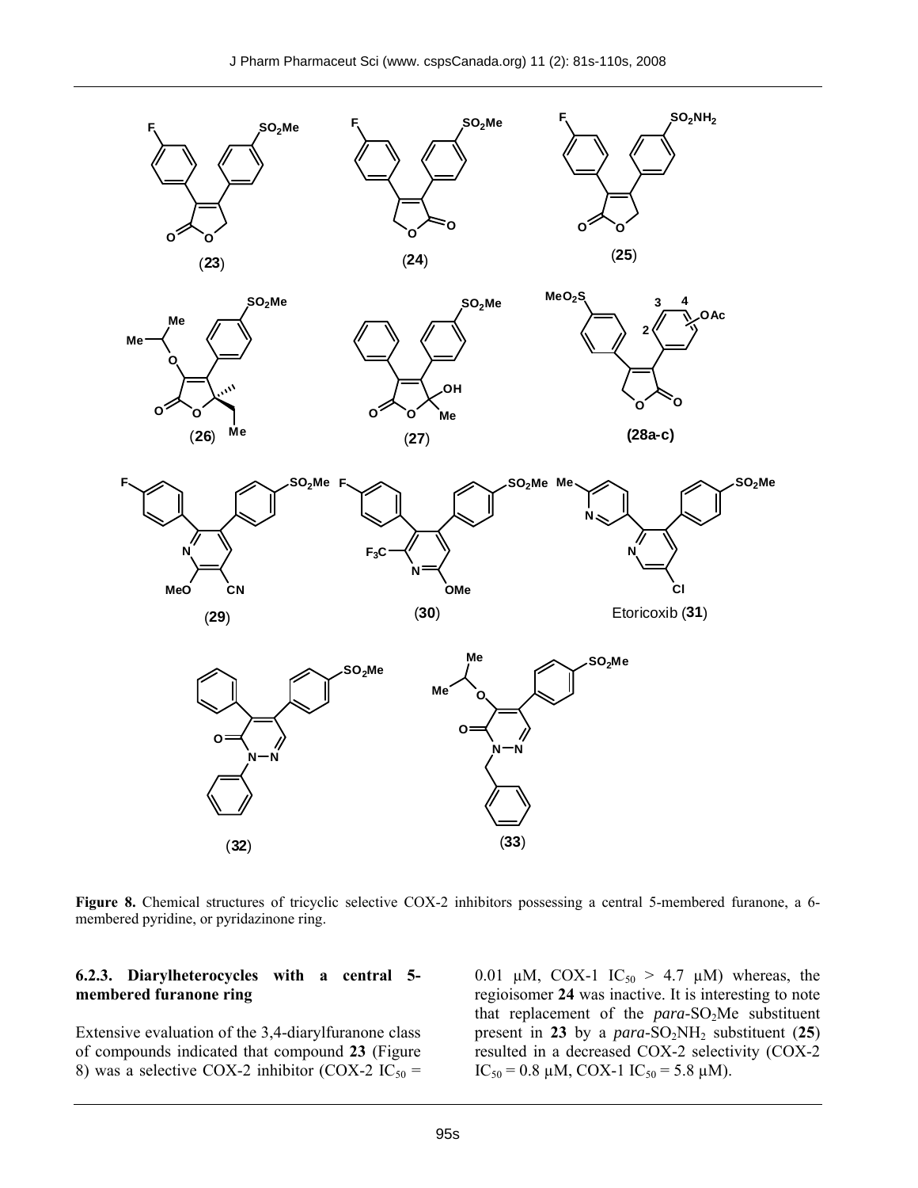**Figure 8.** Chemical structures of tricyclic selective COX-2 inhibitors possessing a central 5-membered furanone, a 6-membered pyridine, or pyridazinone ring.

### 6.2.3. Diarylheterocycles with a central 5-membered furanone ring

Extensive evaluation of the 3,4-diarylfuranone class of compounds indicated that compound **23** (Figure 8) was a selective COX-2 inhibitor (COX-2 $IC_{50}$ = 0.01 μM, COX-1 $IC_{50}$ > 4.7 μM) whereas, the regioisomer **24** was inactive. It is interesting to note that replacement of the *para*-$SO_2Me$ substituent present in **23** by a *para*-$SO_2NH_2$ substituent (**25**) resulted in a decreased COX-2 selectivity (COX-2 $IC_{50}$ = 0.8 μM, COX-1 $IC_{50}$ = 5.8 μM).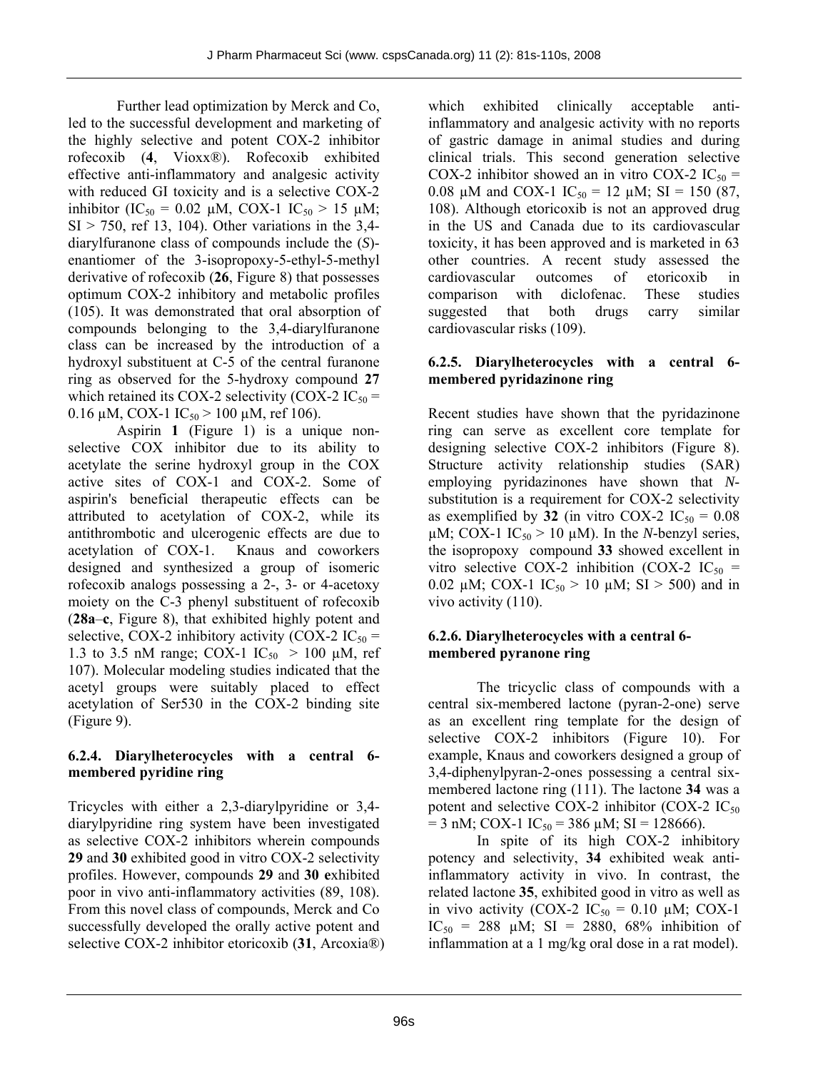Further lead optimization by Merck and Co, led to the successful development and marketing of the highly selective and potent COX-2 inhibitor rofecoxib (**4**, Vioxx®). Rofecoxib exhibited effective anti-inflammatory and analgesic activity with reduced GI toxicity and is a selective COX-2 inhibitor ($IC_{50}$ = 0.02 μM, COX-1 $IC_{50}$ > 15 μM; SI > 750, ref 13, 104). Other variations in the 3,4-diarylfuranone class of compounds include the (*S*)-enantiomer of the 3-isopropoxy-5-ethyl-5-methyl derivative of rofecoxib (**26**, Figure 8) that possesses optimum COX-2 inhibitory and metabolic profiles (105). It was demonstrated that oral absorption of compounds belonging to the 3,4-diarylfuranone class can be increased by the introduction of a hydroxyl substituent at C-5 of the central furanone ring as observed for the 5-hydroxy compound **27** which retained its COX-2 selectivity (COX-2 $IC_{50}$ = 0.16 μM, COX-1 $IC_{50}$ > 100 μM, ref 106).

Aspirin **1** (Figure 1) is a unique non-selective COX inhibitor due to its ability to acetylate the serine hydroxyl group in the COX active sites of COX-1 and COX-2. Some of aspirin's beneficial therapeutic effects can be attributed to acetylation of COX-2, while its antithrombotic and ulcerogenic effects are due to acetylation of COX-1. Knaus and coworkers designed and synthesized a group of isomeric rofecoxib analogs possessing a 2-, 3- or 4-acetoxy moiety on the C-3 phenyl substituent of rofecoxib (**28a**–**c**, Figure 8), that exhibited highly potent and selective, COX-2 inhibitory activity (COX-2 $IC_{50}$ = 1.3 to 3.5 nM range; COX-1 $IC_{50}$ > 100 μM, ref 107). Molecular modeling studies indicated that the acetyl groups were suitably placed to effect acetylation of Ser530 in the COX-2 binding site (Figure 9).

#### 6.2.4. Diarylheterocycles with a central 6-membered pyridine ring

Tricycles with either a 2,3-diarylpyridine or 3,4-diarylpyridine ring system have been investigated as selective COX-2 inhibitors wherein compounds **29** and **30** exhibited good in vitro COX-2 selectivity profiles. However, compounds **29** and **30** exhibited poor in vivo anti-inflammatory activities (89, 108). From this novel class of compounds, Merck and Co successfully developed the orally active potent and selective COX-2 inhibitor etoricoxib (**31**, Arcoxia®) which exhibited clinically acceptable anti-inflammatory and analgesic activity with no reports of gastric damage in animal studies and during clinical trials. This second generation selective COX-2 inhibitor showed an in vitro COX-2 $IC_{50}$ = 0.08 μM and COX-1 $IC_{50}$ = 12 μM; SI = 150 (87, 108). Although etoricoxib is not an approved drug in the US and Canada due to its cardiovascular toxicity, it has been approved and is marketed in 63 other countries. A recent study assessed the cardiovascular outcomes of etoricoxib in comparison with diclofenac. These studies suggested that both drugs carry similar cardiovascular risks (109).

#### 6.2.5. Diarylheterocycles with a central 6-membered pyridazinone ring

Recent studies have shown that the pyridazinone ring can serve as excellent core template for designing selective COX-2 inhibitors (Figure 8). Structure activity relationship studies (SAR) employing pyridazinones have shown that *N*-substitution is a requirement for COX-2 selectivity as exemplified by **32** (in vitro COX-2 $IC_{50}$ = 0.08 μM; COX-1 $IC_{50}$ > 10 μM). In the *N*-benzyl series, the isopropoxy compound **33** showed excellent in vitro selective COX-2 inhibition (COX-2 $IC_{50}$ = 0.02 μM; COX-1 $IC_{50}$ > 10 μM; SI > 500) and in vivo activity (110).

#### 6.2.6. Diarylheterocycles with a central 6-membered pyranone ring

The tricyclic class of compounds with a central six-membered lactone (pyran-2-one) serve as an excellent ring template for the design of selective COX-2 inhibitors (Figure 10). For example, Knaus and coworkers designed a group of 3,4-diphenylpyran-2-ones possessing a central six-membered lactone ring (111). The lactone **34** was a potent and selective COX-2 inhibitor (COX-2 $IC_{50}$ = 3 nM; COX-1 $IC_{50}$ = 386 μM; SI = 128666).

In spite of its high COX-2 inhibitory potency and selectivity, **34** exhibited weak anti-inflammatory activity in vivo. In contrast, the related lactone **35**, exhibited good in vitro as well as in vivo activity (COX-2 $IC_{50}$ = 0.10 μM; COX-1 $IC_{50}$ = 288 μM; SI = 2880, 68% inhibition of inflammation at a 1 mg/kg oral dose in a rat model).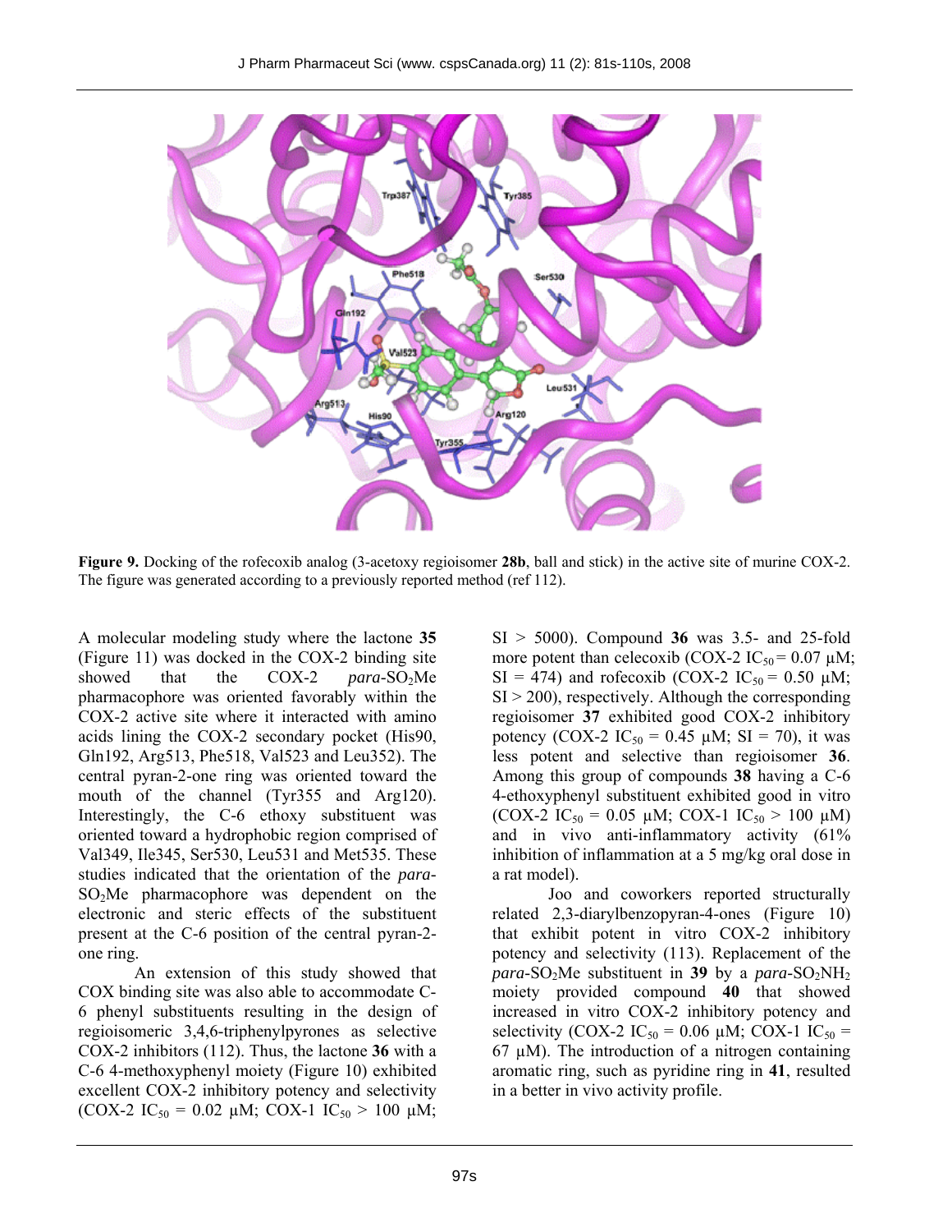**Figure 9.** Docking of the rofecoxib analog (3-acetoxy regioisomer **28b**, ball and stick) in the active site of murine COX-2. The figure was generated according to a previously reported method (ref 112).

A molecular modeling study where the lactone **35** (Figure 11) was docked in the COX-2 binding site showed that the COX-2 *para*-$SO_2Me$ pharmacophore was oriented favorably within the COX-2 active site where it interacted with amino acids lining the COX-2 secondary pocket (His90, Gln192, Arg513, Phe518, Val523 and Leu352). The central pyran-2-one ring was oriented toward the mouth of the channel (Tyr355 and Arg120). Interestingly, the C-6 ethoxy substituent was oriented toward a hydrophobic region comprised of Val349, Ile345, Ser530, Leu531 and Met535. These studies indicated that the orientation of the *para*-$SO_2Me$ pharmacophore was dependent on the electronic and steric effects of the substituent present at the C-6 position of the central pyran-2-one ring.

An extension of this study showed that COX binding site was also able to accommodate C-6 phenyl substituents resulting in the design of regioisomeric 3,4,6-triphenylpyrones as selective COX-2 inhibitors (112). Thus, the lactone **36** with a C-6 4-methoxyphenyl moiety (Figure 10) exhibited excellent COX-2 inhibitory potency and selectivity (COX-2 $IC_{50}$ = 0.02 μM; COX-1 $IC_{50}$ > 100 μM; SI > 5000). Compound **36** was 3.5- and 25-fold more potent than celecoxib (COX-2 $IC_{50}$ = 0.07 μM; SI = 474) and rofecoxib (COX-2 $IC_{50}$ = 0.50 μM; SI > 200), respectively. Although the corresponding regioisomer **37** exhibited good COX-2 inhibitory potency (COX-2 $IC_{50}$ = 0.45 μM; SI = 70), it was less potent and selective than regioisomer **36**. Among this group of compounds **38** having a C-6 4-ethoxyphenyl substituent exhibited good in vitro (COX-2 $IC_{50}$ = 0.05 μM; COX-1 $IC_{50}$ > 100 μM) and in vivo anti-inflammatory activity (61% inhibition of inflammation at a 5 mg/kg oral dose in a rat model).

Joo and coworkers reported structurally related 2,3-diarylbenzopyran-4-ones (Figure 10) that exhibit potent in vitro COX-2 inhibitory potency and selectivity (113). Replacement of the *para*-$SO_2Me$ substituent in **39** by a *para*-$SO_2NH_2$ moiety provided compound **40** that showed increased in vitro COX-2 inhibitory potency and selectivity (COX-2 $IC_{50}$ = 0.06 μM; COX-1 $IC_{50}$ = 67 μM). The introduction of a nitrogen containing aromatic ring, such as pyridine ring in **41**, resulted in a better in vivo activity profile.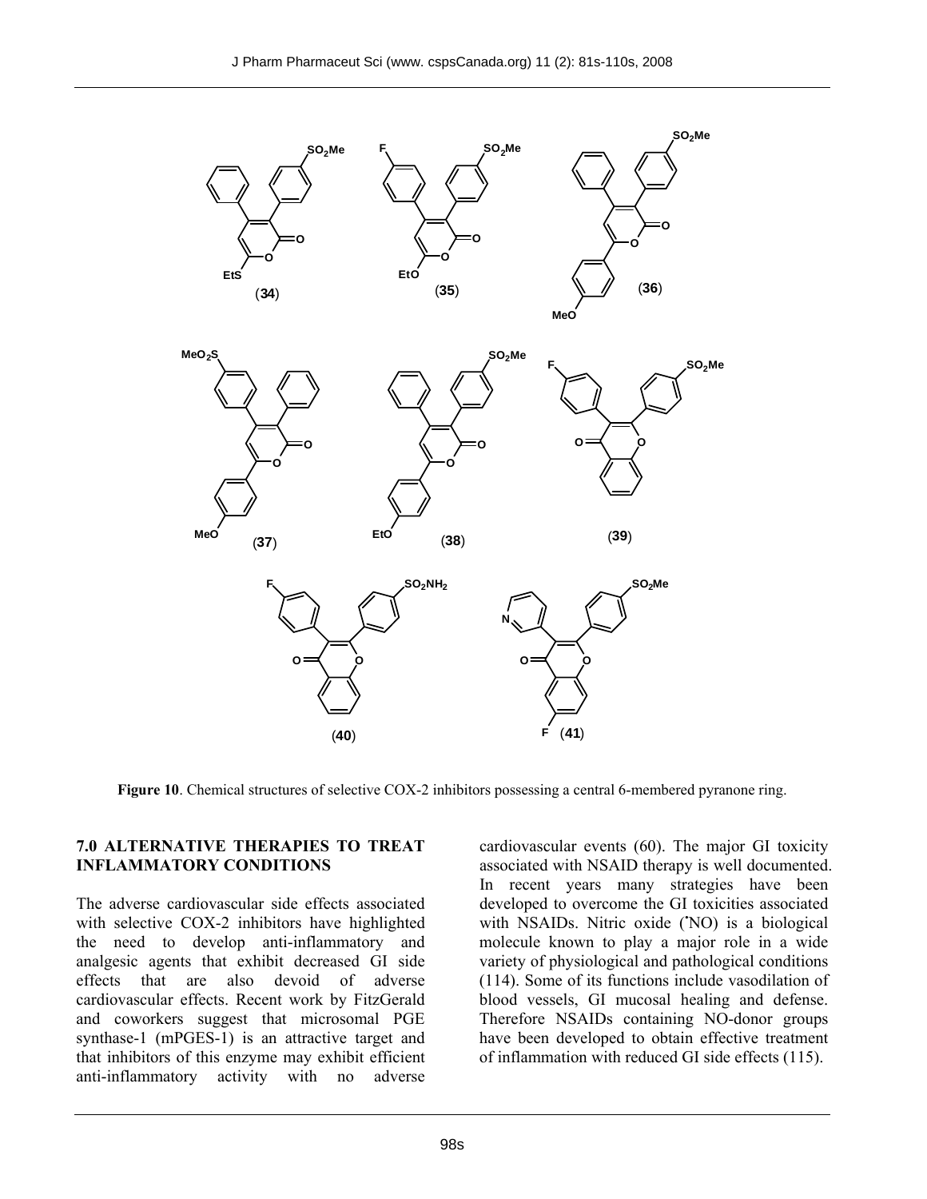**Figure 10**. Chemical structures of selective COX-2 inhibitors possessing a central 6-membered pyranone ring.

## 7.0 ALTERNATIVE THERAPIES TO TREAT INFLAMMATORY CONDITIONS

The adverse cardiovascular side effects associated with selective COX-2 inhibitors have highlighted the need to develop anti-inflammatory and analgesic agents that exhibit decreased GI side effects that are also devoid of adverse cardiovascular effects. Recent work by FitzGerald and coworkers suggest that microsomal PGE synthase-1 (mPGES-1) is an attractive target and that inhibitors of this enzyme may exhibit efficient anti-inflammatory activity with no adverse cardiovascular events (60). The major GI toxicity associated with NSAID therapy is well documented. In recent years many strategies have been developed to overcome the GI toxicities associated with NSAIDs. Nitric oxide (•NO) is a biological molecule known to play a major role in a wide variety of physiological and pathological conditions (114). Some of its functions include vasodilation of blood vessels, GI mucosal healing and defense. Therefore NSAIDs containing NO-donor groups have been developed to obtain effective treatment of inflammation with reduced GI side effects (115).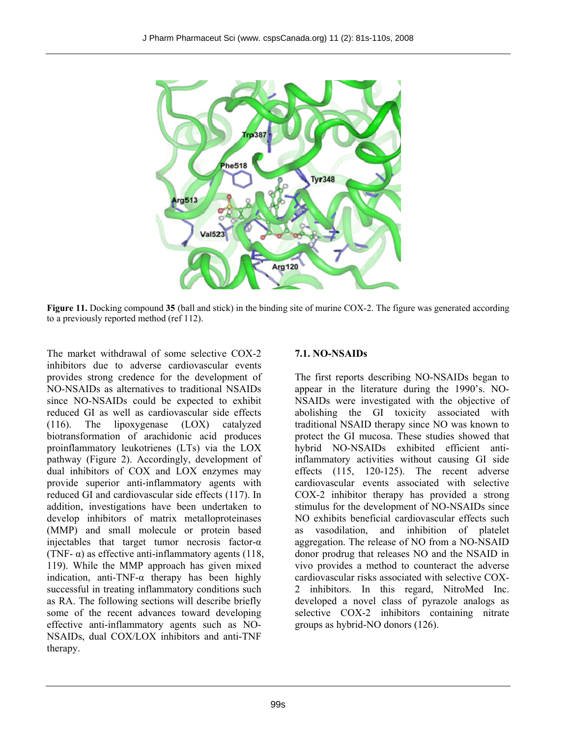**Figure 11.** Docking compound **35** (ball and stick) in the binding site of murine COX-2. The figure was generated according to a previously reported method (ref 112).

The market withdrawal of some selective COX-2 inhibitors due to adverse cardiovascular events provides strong credence for the development of NO-NSAIDs as alternatives to traditional NSAIDs since NO-NSAIDs could be expected to exhibit reduced GI as well as cardiovascular side effects (116). The lipoxygenase (LOX) catalyzed biotransformation of arachidonic acid produces proinflammatory leukotrienes (LTs) via the LOX pathway (Figure 2). Accordingly, development of dual inhibitors of COX and LOX enzymes may provide superior anti-inflammatory agents with reduced GI and cardiovascular side effects (117). In addition, investigations have been undertaken to develop inhibitors of matrix metalloproteinases (MMP) and small molecule or protein based injectables that target tumor necrosis factor-α (TNF- α) as effective anti-inflammatory agents (118, 119). While the MMP approach has given mixed indication, anti-TNF-α therapy has been highly successful in treating inflammatory conditions such as RA. The following sections will describe briefly some of the recent advances toward developing effective anti-inflammatory agents such as NO-NSAIDs, dual COX/LOX inhibitors and anti-TNF therapy.

### 7.1. NO-NSAIDs

The first reports describing NO-NSAIDs began to appear in the literature during the 1990's. NO-NSAIDs were investigated with the objective of abolishing the GI toxicity associated with traditional NSAID therapy since NO was known to protect the GI mucosa. These studies showed that hybrid NO-NSAIDs exhibited efficient anti-inflammatory activities without causing GI side effects (115, 120-125). The recent adverse cardiovascular events associated with selective COX-2 inhibitor therapy has provided a strong stimulus for the development of NO-NSAIDs since NO exhibits beneficial cardiovascular effects such as vasodilation, and inhibition of platelet aggregation. The release of NO from a NO-NSAID donor prodrug that releases NO and the NSAID in vivo provides a method to counteract the adverse cardiovascular risks associated with selective COX-2 inhibitors. In this regard, NitroMed Inc. developed a novel class of pyrazole analogs as selective COX-2 inhibitors containing nitrate groups as hybrid-NO donors (126).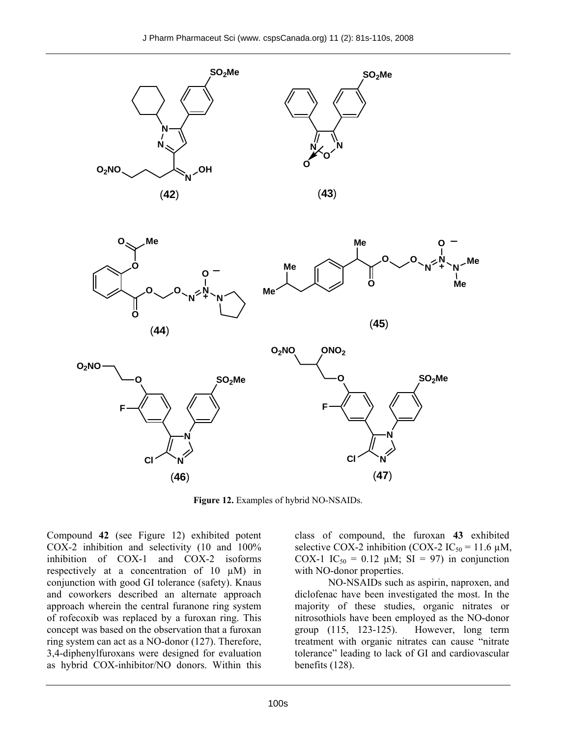**Figure 12.** Examples of hybrid NO-NSAIDs.

Compound **42** (see Figure 12) exhibited potent COX-2 inhibition and selectivity (10 and 100% inhibition of COX-1 and COX-2 isoforms respectively at a concentration of 10 μM) in conjunction with good GI tolerance (safety). Knaus and coworkers described an alternate approach approach wherein the central furanone ring system of rofecoxib was replaced by a furoxan ring. This concept was based on the observation that a furoxan ring system can act as a NO-donor (127). Therefore, 3,4-diphenylfuroxans were designed for evaluation as hybrid COX-inhibitor/NO donors. Within this class of compound, the furoxan **43** exhibited selective COX-2 inhibition (COX-2 $IC_{50}$ = 11.6 μM, COX-1 $IC_{50}$ = 0.12 μM; SI = 97) in conjunction with NO-donor properties.

NO-NSAIDs such as aspirin, naproxen, and diclofenac have been investigated the most. In the majority of these studies, organic nitrates or nitrosothiols have been employed as the NO-donor group (115, 123-125). However, long term treatment with organic nitrates can cause "nitrate tolerance" leading to lack of GI and cardiovascular benefits (128).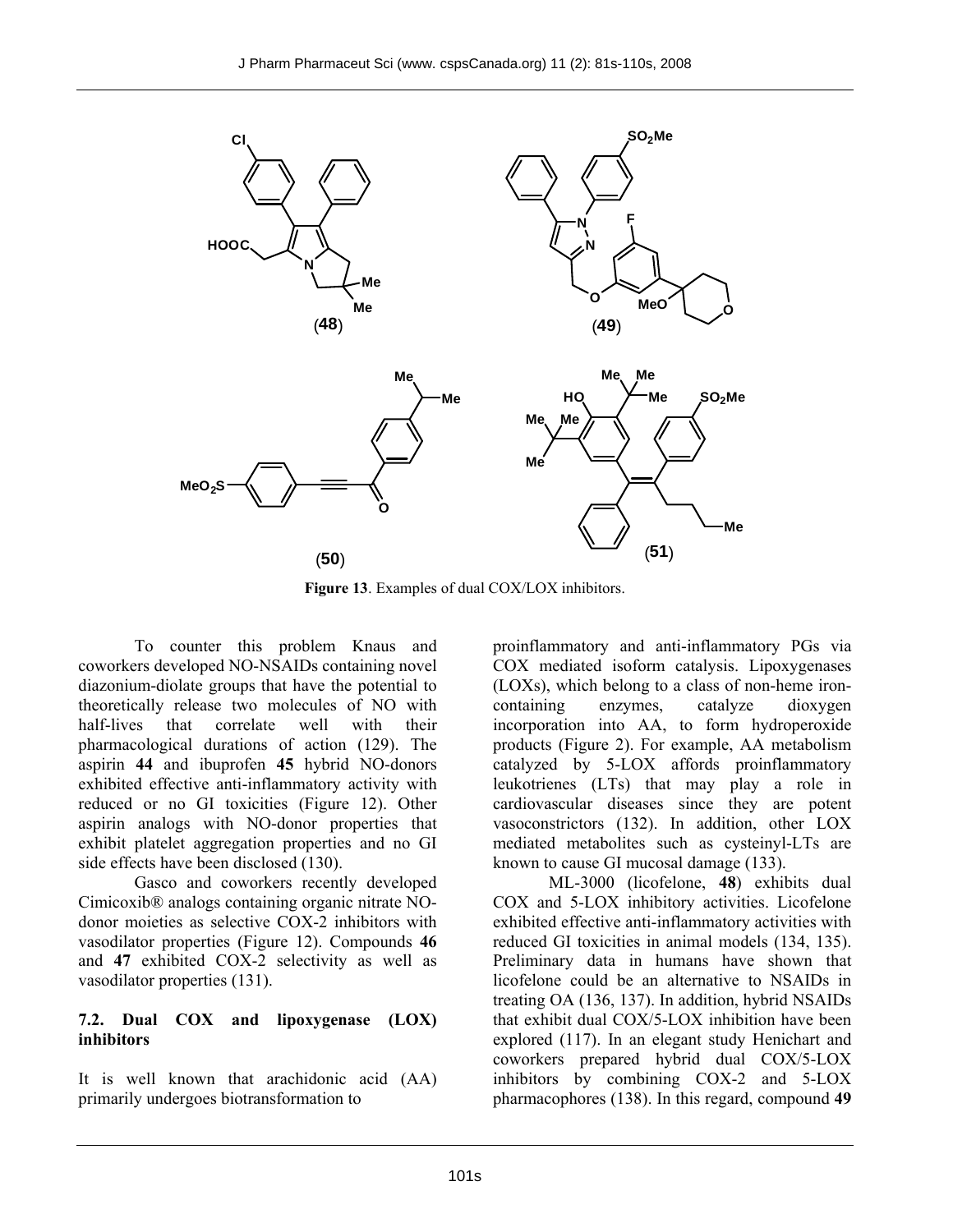Figure 13. Examples of dual COX/LOX inhibitors.

To counter this problem Knaus and coworkers developed NO-NSAIDs containing novel diazonium-diolate groups that have the potential to theoretically release two molecules of NO with half-lives that correlate well with their pharmacological durations of action (129). The aspirin **44** and ibuprofen **45** hybrid NO-donors exhibited effective anti-inflammatory activity with reduced or no GI toxicities (Figure 12). Other aspirin analogs with NO-donor properties that exhibit platelet aggregation properties and no GI side effects have been disclosed (130).

Gasco and coworkers recently developed Cimicoxib® analogs containing organic nitrate NO-donor moieties as selective COX-2 inhibitors with vasodilator properties (Figure 12). Compounds **46** and **47** exhibited COX-2 selectivity as well as vasodilator properties (131).

### 7.2. Dual COX and lipoxygenase (LOX) inhibitors

It is well known that arachidonic acid (AA) primarily undergoes biotransformation to proinflammatory and anti-inflammatory PGs via COX mediated isoform catalysis. Lipoxygenases (LOXs), which belong to a class of non-heme iron-containing enzymes, catalyze dioxygen incorporation into AA, to form hydroperoxide products (Figure 2). For example, AA metabolism catalyzed by 5-LOX affords proinflammatory leukotrienes (LTs) that may play a role in cardiovascular diseases since they are potent vasoconstrictors (132). In addition, other LOX mediated metabolites such as cysteinyl-LTs are known to cause GI mucosal damage (133).

ML-3000 (licofelone, **48**) exhibits dual COX and 5-LOX inhibitory activities. Licofelone exhibited effective anti-inflammatory activities with reduced GI toxicities in animal models (134, 135). Preliminary data in humans have shown that licofelone could be an alternative to NSAIDs in treating OA (136, 137). In addition, hybrid NSAIDs that exhibit dual COX/5-LOX inhibition have been explored (117). In an elegant study Henichart and coworkers prepared hybrid dual COX/5-LOX inhibitors by combining COX-2 and 5-LOX pharmacophores (138). In this regard, compound **49**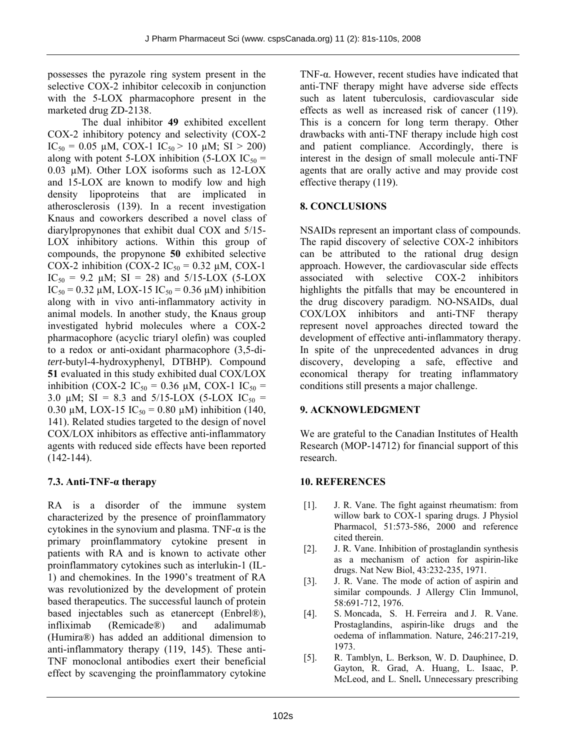possesses the pyrazole ring system present in the selective COX-2 inhibitor celecoxib in conjunction with the 5-LOX pharmacophore present in the marketed drug ZD-2138.

The dual inhibitor **49** exhibited excellent COX-2 inhibitory potency and selectivity (COX-2 $IC_{50}$ = 0.05 μM, COX-1 $IC_{50}$ > 10 μM; SI > 200) along with potent 5-LOX inhibition (5-LOX $IC_{50}$ = 0.03 μM). Other LOX isoforms such as 12-LOX and 15-LOX are known to modify low and high density lipoproteins that are implicated in atherosclerosis (139). In a recent investigation Knaus and coworkers described a novel class of diarylpropynones that exhibit dual COX and 5/15-LOX inhibitory actions. Within this group of compounds, the propynone **50** exhibited selective COX-2 inhibition (COX-2 $IC_{50}$ = 0.32 μM, COX-1 $IC_{50}$ = 9.2 μM; SI = 28) and 5/15-LOX (5-LOX $IC_{50}$ = 0.32 μM, LOX-15 $IC_{50}$ = 0.36 μM) inhibition along with in vivo anti-inflammatory activity in animal models. In another study, the Knaus group investigated hybrid molecules where a COX-2 pharmacophore (acyclic triaryl olefin) was coupled to a redox or anti-oxidant pharmacophore (3,5-di-*tert*-butyl-4-hydroxyphenyl, DTBHP). Compound **51** evaluated in this study exhibited dual COX/LOX inhibition (COX-2 $IC_{50}$ = 0.36 μM, COX-1 $IC_{50}$ = 3.0 μM; SI = 8.3 and 5/15-LOX (5-LOX $IC_{50}$ = 0.30 μM, LOX-15 $IC_{50}$ = 0.80 μM) inhibition (140, 141). Related studies targeted to the design of novel COX/LOX inhibitors as effective anti-inflammatory agents with reduced side effects have been reported (142-144).

### 7.3. Anti-TNF-α therapy

RA is a disorder of the immune system characterized by the presence of proinflammatory cytokines in the synovium and plasma. TNF-α is the primary proinflammatory cytokine present in patients with RA and is known to activate other proinflammatory cytokines such as interlukin-1 (IL-1) and chemokines. In the 1990's treatment of RA was revolutionized by the development of protein based therapeutics. The successful launch of protein based injectables such as etanercept (Enbrel®), infliximab (Remicade®) and adalimumab (Humira®) has added an additional dimension to anti-inflammatory therapy (119, 145). These anti-TNF monoclonal antibodies exert their beneficial effect by scavenging the proinflammatory cytokine TNF-α. However, recent studies have indicated that anti-TNF therapy might have adverse side effects such as latent tuberculosis, cardiovascular side effects as well as increased risk of cancer (119). This is a concern for long term therapy. Other drawbacks with anti-TNF therapy include high cost and patient compliance. Accordingly, there is interest in the design of small molecule anti-TNF agents that are orally active and may provide cost effective therapy (119).

## 8. CONCLUSIONS

NSAIDs represent an important class of compounds. The rapid discovery of selective COX-2 inhibitors can be attributed to the rational drug design approach. However, the cardiovascular side effects associated with selective COX-2 inhibitors highlights the pitfalls that may be encountered in the drug discovery paradigm. NO-NSAIDs, dual COX/LOX inhibitors and anti-TNF therapy represent novel approaches directed toward the development of effective anti-inflammatory therapy. In spite of the unprecedented advances in drug discovery, developing a safe, effective and economical therapy for treating inflammatory conditions still presents a major challenge.

## 9. ACKNOWLEDGMENT

We are grateful to the Canadian Institutes of Health Research (MOP-14712) for financial support of this research.

## 10. REFERENCES

[1]. J. R. Vane. The fight against rheumatism: from willow bark to COX-1 sparing drugs. J Physiol Pharmacol, 51:573-586, 2000 and reference cited therein.

[2]. J. R. Vane. Inhibition of prostaglandin synthesis as a mechanism of action for aspirin-like drugs. Nat New Biol, 43:232-235, 1971.

[3]. J. R. Vane. The mode of action of aspirin and similar compounds. J Allergy Clin Immunol, 58:691-712, 1976.

[4]. S. Moncada, S. H. Ferreira and J. R. Vane. Prostaglandins, aspirin-like drugs and the oedema of inflammation. Nature, 246:217-219, 1973.

[5]. R. Tamblyn, L. Berkson, W. D. Dauphinee, D. Gayton, R. Grad, A. Huang, L. Isaac, P. McLeod, and L. Snell**.** Unnecessary prescribing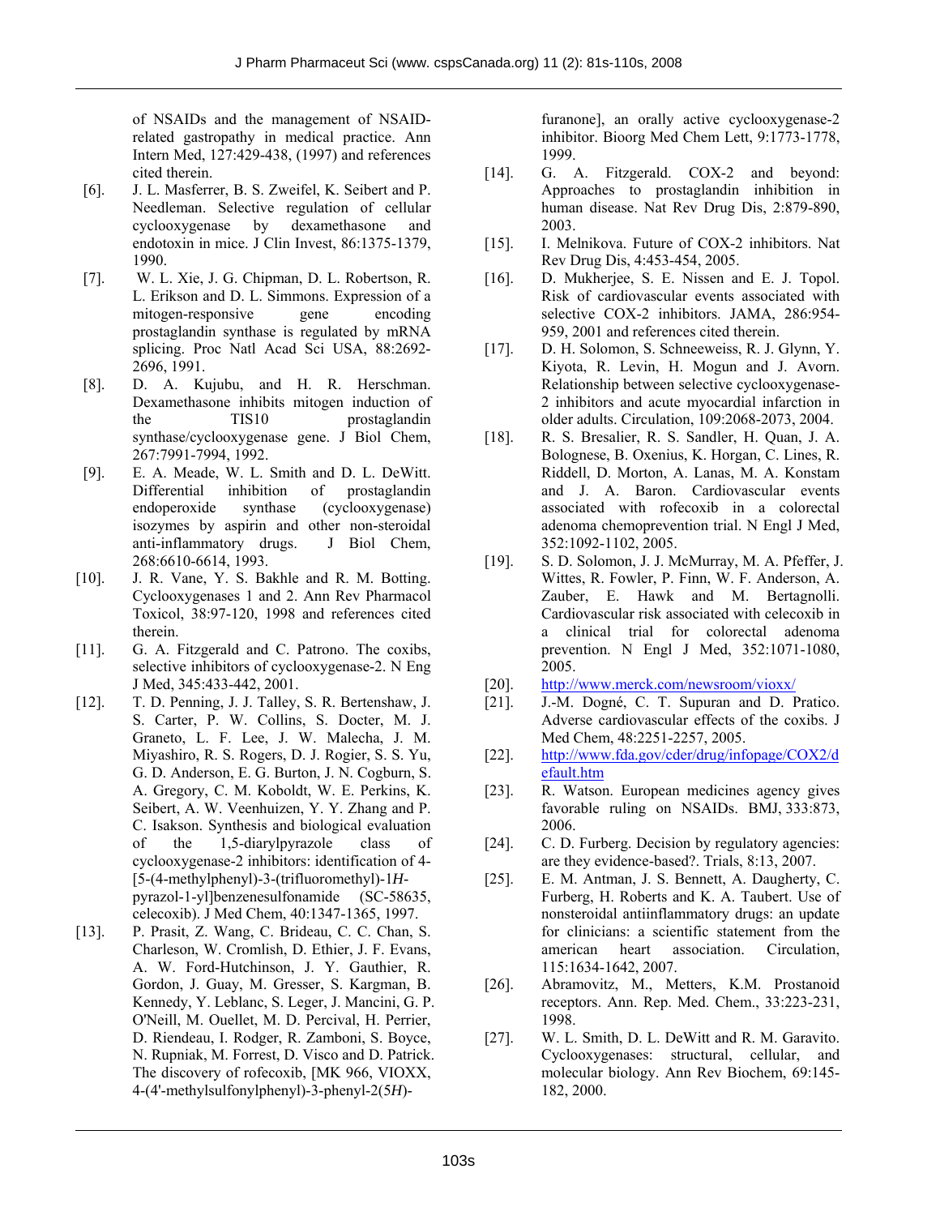of NSAIDs and the management of NSAID-related gastropathy in medical practice. Ann Intern Med, 127:429-438, (1997) and references cited therein.

[6]. J. L. Masferrer, B. S. Zweifel, K. Seibert and P. Needleman. Selective regulation of cellular cyclooxygenase by dexamethasone and endotoxin in mice. J Clin Invest, 86:1375-1379, 1990.

[7]. W. L. Xie, J. G. Chipman, D. L. Robertson, R. L. Erikson and D. L. Simmons. Expression of a mitogen-responsive gene encoding prostaglandin synthase is regulated by mRNA splicing. Proc Natl Acad Sci USA, 88:2692-2696, 1991.

[8]. D. A. Kujubu, and H. R. Herschman. Dexamethasone inhibits mitogen induction of the TIS10 prostaglandin synthase/cyclooxygenase gene. J Biol Chem, 267:7991-7994, 1992.

[9]. E. A. Meade, W. L. Smith and D. L. DeWitt. Differential inhibition of prostaglandin endoperoxide synthase (cyclooxygenase) isozymes by aspirin and other non-steroidal anti-inflammatory drugs. J Biol Chem, 268:6610-6614, 1993.

[10]. J. R. Vane, Y. S. Bakhle and R. M. Botting. Cyclooxygenases 1 and 2. Ann Rev Pharmacol Toxicol, 38:97-120, 1998 and references cited therein.

[11]. G. A. Fitzgerald and C. Patrono. The coxibs, selective inhibitors of cyclooxygenase-2. N Eng J Med, 345:433-442, 2001.

[12]. T. D. Penning, J. J. Talley, S. R. Bertenshaw, J. S. Carter, P. W. Collins, S. Docter, M. J. Graneto, L. F. Lee, J. W. Malecha, J. M. Miyashiro, R. S. Rogers, D. J. Rogier, S. S. Yu, G. D. Anderson, E. G. Burton, J. N. Cogburn, S. A. Gregory, C. M. Koboldt, W. E. Perkins, K. Seibert, A. W. Veenhuizen, Y. Y. Zhang and P. C. Isakson. Synthesis and biological evaluation of the 1,5-diarylpyrazole class of cyclooxygenase-2 inhibitors: identification of 4-[5-(4-methylphenyl)-3-(trifluoromethyl)-1*H*-pyrazol-1-yl]benzenesulfonamide (SC-58635, celecoxib). J Med Chem, 40:1347-1365, 1997.

[13]. P. Prasit, Z. Wang, C. Brideau, C. C. Chan, S. Charleson, W. Cromlish, D. Ethier, J. F. Evans, A. W. Ford-Hutchinson, J. Y. Gauthier, R. Gordon, J. Guay, M. Gresser, S. Kargman, B. Kennedy, Y. Leblanc, S. Leger, J. Mancini, G. P. O'Neill, M. Ouellet, M. D. Percival, H. Perrier, D. Riendeau, I. Rodger, R. Zamboni, S. Boyce, N. Rupniak, M. Forrest, D. Visco and D. Patrick. The discovery of rofecoxib, [MK 966, VIOXX, 4-(4'-methylsulfonylphenyl)-3-phenyl-2(5*H*)-furanone], an orally active cyclooxygenase-2 inhibitor. Bioorg Med Chem Lett, 9:1773-1778, 1999.

[14]. G. A. Fitzgerald. COX-2 and beyond: Approaches to prostaglandin inhibition in human disease. Nat Rev Drug Dis, 2:879-890, 2003.

[15]. I. Melnikova. Future of COX-2 inhibitors. Nat Rev Drug Dis, 4:453-454, 2005.

[16]. D. Mukherjee, S. E. Nissen and E. J. Topol. Risk of cardiovascular events associated with selective COX-2 inhibitors. JAMA, 286:954-959, 2001 and references cited therein.

[17]. D. H. Solomon, S. Schneeweiss, R. J. Glynn, Y. Kiyota, R. Levin, H. Mogun and J. Avorn. Relationship between selective cyclooxygenase-2 inhibitors and acute myocardial infarction in older adults. Circulation, 109:2068-2073, 2004.

[18]. R. S. Bresalier, R. S. Sandler, H. Quan, J. A. Bolognese, B. Oxenius, K. Horgan, C. Lines, R. Riddell, D. Morton, A. Lanas, M. A. Konstam and J. A. Baron. Cardiovascular events associated with rofecoxib in a colorectal adenoma chemoprevention trial. N Engl J Med, 352:1092-1102, 2005.

[19]. S. D. Solomon, J. J. McMurray, M. A. Pfeffer, J. Wittes, R. Fowler, P. Finn, W. F. Anderson, A. Zauber, E. Hawk and M. Bertagnolli. Cardiovascular risk associated with celecoxib in a clinical trial for colorectal adenoma prevention. N Engl J Med, 352:1071-1080, 2005.

[20]. http://www.merck.com/newsroom/vioxx/

[21]. J.-M. Dogné, C. T. Supuran and D. Pratico. Adverse cardiovascular effects of the coxibs. J Med Chem, 48:2251-2257, 2005.

[22]. http://www.fda.gov/cder/drug/infopage/COX2/default.htm

[23]. R. Watson. European medicines agency gives favorable ruling on NSAIDs. BMJ, 333:873, 2006.

[24]. C. D. Furberg. Decision by regulatory agencies: are they evidence-based?. Trials, 8:13, 2007.

[25]. E. M. Antman, J. S. Bennett, A. Daugherty, C. Furberg, H. Roberts and K. A. Taubert. Use of nonsteroidal antiinflammatory drugs: an update for clinicians: a scientific statement from the american heart association. Circulation, 115:1634-1642, 2007.

[26]. Abramovitz, M., Metters, K.M. Prostanoid receptors. Ann. Rep. Med. Chem., 33:223-231, 1998.

[27]. W. L. Smith, D. L. DeWitt and R. M. Garavito. Cyclooxygenases: structural, cellular, and molecular biology. Ann Rev Biochem, 69:145-182, 2000.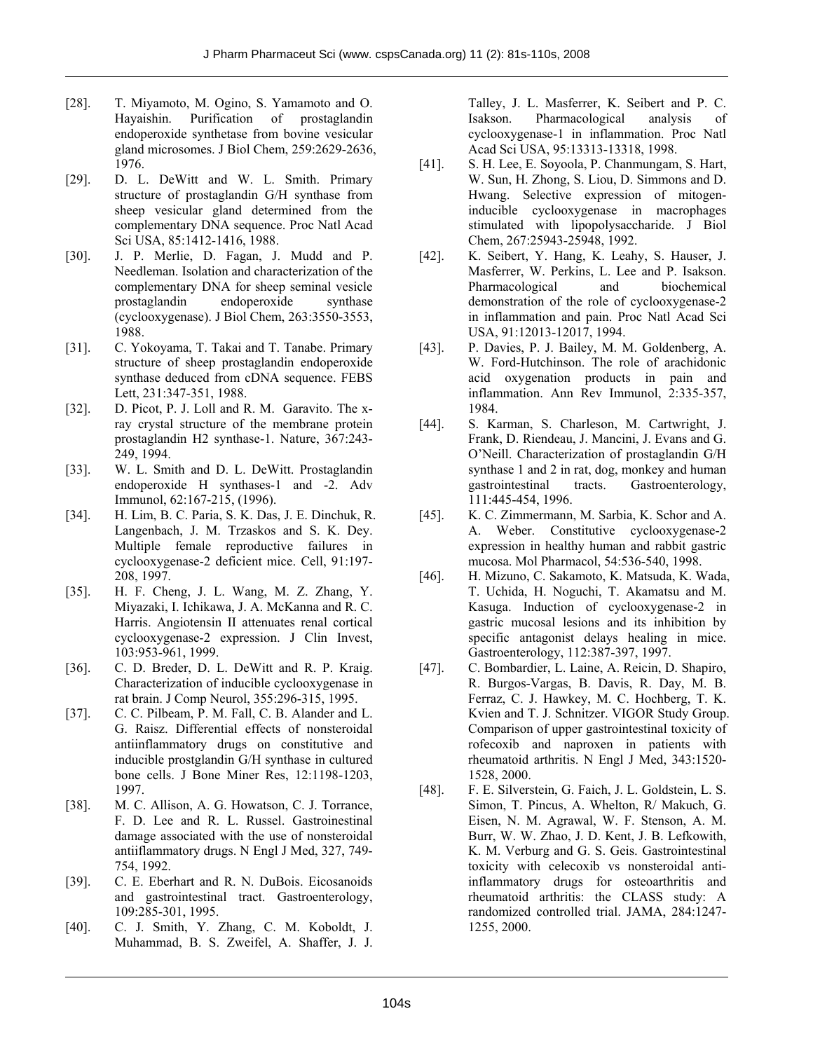[28]. T. Miyamoto, M. Ogino, S. Yamamoto and O. Hayaishin. Purification of prostaglandin endoperoxide synthetase from bovine vesicular gland microsomes. J Biol Chem, 259:2629-2636, 1976.

[29]. D. L. DeWitt and W. L. Smith. Primary structure of prostaglandin G/H synthase from sheep vesicular gland determined from the complementary DNA sequence. Proc Natl Acad Sci USA, 85:1412-1416, 1988.

[30]. J. P. Merlie, D. Fagan, J. Mudd and P. Needleman. Isolation and characterization of the complementary DNA for sheep seminal vesicle prostaglandin endoperoxide synthase (cyclooxygenase). J Biol Chem, 263:3550-3553, 1988.

[31]. C. Yokoyama, T. Takai and T. Tanabe. Primary structure of sheep prostaglandin endoperoxide synthase deduced from cDNA sequence. FEBS Lett, 231:347-351, 1988.

[32]. D. Picot, P. J. Loll and R. M. Garavito. The x-ray crystal structure of the membrane protein prostaglandin H2 synthase-1. Nature, 367:243-249, 1994.

[33]. W. L. Smith and D. L. DeWitt. Prostaglandin endoperoxide H synthases-1 and -2. Adv Immunol, 62:167-215, (1996).

[34]. H. Lim, B. C. Paria, S. K. Das, J. E. Dinchuk, R. Langenbach, J. M. Trzaskos and S. K. Dey. Multiple female reproductive failures in cyclooxygenase-2 deficient mice. Cell, 91:197-208, 1997.

[35]. H. F. Cheng, J. L. Wang, M. Z. Zhang, Y. Miyazaki, I. Ichikawa, J. A. McKanna and R. C. Harris. Angiotensin II attenuates renal cortical cyclooxygenase-2 expression. J Clin Invest, 103:953-961, 1999.

[36]. C. D. Breder, D. L. DeWitt and R. P. Kraig. Characterization of inducible cyclooxygenase in rat brain. J Comp Neurol, 355:296-315, 1995.

[37]. C. C. Pilbeam, P. M. Fall, C. B. Alander and L. G. Raisz. Differential effects of nonsteroidal antiinflammatory drugs on constitutive and inducible prostglandin G/H synthase in cultured bone cells. J Bone Miner Res, 12:1198-1203, 1997.

[38]. M. C. Allison, A. G. Howatson, C. J. Torrance, F. D. Lee and R. L. Russel. Gastroinestinal damage associated with the use of nonsteroidal antiiflammatory drugs. N Engl J Med, 327, 749-754, 1992.

[39]. C. E. Eberhart and R. N. DuBois. Eicosanoids and gastrointestinal tract. Gastroenterology, 109:285-301, 1995.

[40]. C. J. Smith, Y. Zhang, C. M. Koboldt, J. Muhammad, B. S. Zweifel, A. Shaffer, J. J. Talley, J. L. Masferrer, K. Seibert and P. C. Isakson. Pharmacological analysis of cyclooxygenase-1 in inflammation. Proc Natl Acad Sci USA, 95:13313-13318, 1998.

[41]. S. H. Lee, E. Soyoola, P. Chanmungam, S. Hart, W. Sun, H. Zhong, S. Liou, D. Simmons and D. Hwang. Selective expression of mitogen-inducible cyclooxygenase in macrophages stimulated with lipopolysaccharide. J Biol Chem, 267:25943-25948, 1992.

[42]. K. Seibert, Y. Hang, K. Leahy, S. Hauser, J. Masferrer, W. Perkins, L. Lee and P. Isakson. Pharmacological and biochemical demonstration of the role of cyclooxygenase-2 in inflammation and pain. Proc Natl Acad Sci USA, 91:12013-12017, 1994.

[43]. P. Davies, P. J. Bailey, M. M. Goldenberg, A. W. Ford-Hutchinson. The role of arachidonic acid oxygenation products in pain and inflammation. Ann Rev Immunol, 2:335-357, 1984.

[44]. S. Karman, S. Charleson, M. Cartwright, J. Frank, D. Riendeau, J. Mancini, J. Evans and G. O'Neill. Characterization of prostaglandin G/H synthase 1 and 2 in rat, dog, monkey and human gastrointestinal tracts. Gastroenterology, 111:445-454, 1996.

[45]. K. C. Zimmermann, M. Sarbia, K. Schor and A. A. Weber. Constitutive cyclooxygenase-2 expression in healthy human and rabbit gastric mucosa. Mol Pharmacol, 54:536-540, 1998.

[46]. H. Mizuno, C. Sakamoto, K. Matsuda, K. Wada, T. Uchida, H. Noguchi, T. Akamatsu and M. Kasuga. Induction of cyclooxygenase-2 in gastric mucosal lesions and its inhibition by specific antagonist delays healing in mice. Gastroenterology, 112:387-397, 1997.

[47]. C. Bombardier, L. Laine, A. Reicin, D. Shapiro, R. Burgos-Vargas, B. Davis, R. Day, M. B. Ferraz, C. J. Hawkey, M. C. Hochberg, T. K. Kvien and T. J. Schnitzer. VIGOR Study Group. Comparison of upper gastrointestinal toxicity of rofecoxib and naproxen in patients with rheumatoid arthritis. N Engl J Med, 343:1520-1528, 2000.

[48]. F. E. Silverstein, G. Faich, J. L. Goldstein, L. S. Simon, T. Pincus, A. Whelton, R/ Makuch, G. Eisen, N. M. Agrawal, W. F. Stenson, A. M. Burr, W. W. Zhao, J. D. Kent, J. B. Lefkowith, K. M. Verburg and G. S. Geis. Gastrointestinal toxicity with celecoxib vs nonsteroidal anti-inflammatory drugs for osteoarthritis and rheumatoid arthritis: the CLASS study: A randomized controlled trial. JAMA, 284:1247-1255, 2000.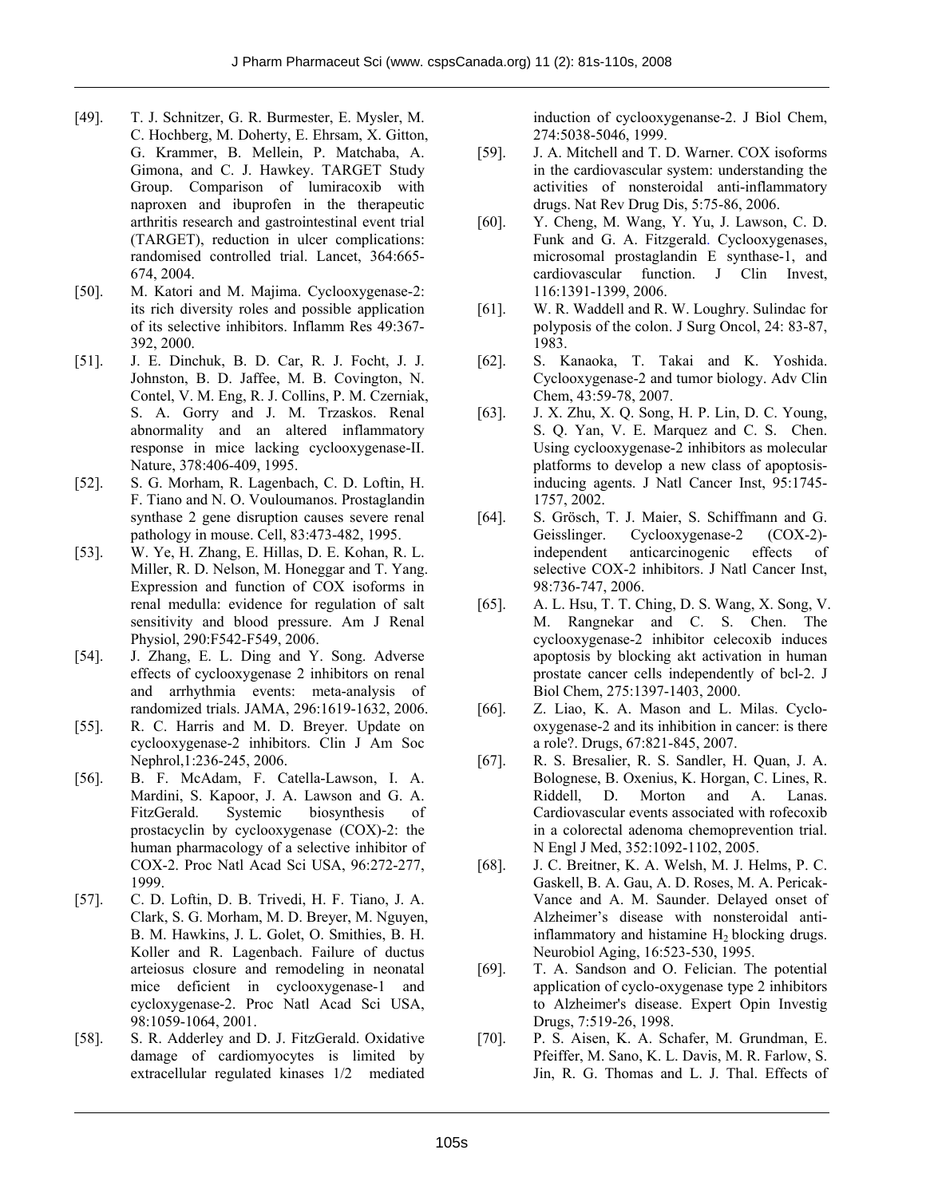[49]. T. J. Schnitzer, G. R. Burmester, E. Mysler, M. C. Hochberg, M. Doherty, E. Ehrsam, X. Gitton, G. Krammer, B. Mellein, P. Matchaba, A. Gimona, and C. J. Hawkey. TARGET Study Group. Comparison of lumiracoxib with naproxen and ibuprofen in the therapeutic arthritis research and gastrointestinal event trial (TARGET), reduction in ulcer complications: randomised controlled trial. Lancet, 364:665-674, 2004.

[50]. M. Katori and M. Majima. Cyclooxygenase-2: its rich diversity roles and possible application of its selective inhibitors. Inflamm Res 49:367-392, 2000.

[51]. J. E. Dinchuk, B. D. Car, R. J. Focht, J. J. Johnston, B. D. Jaffee, M. B. Covington, N. Contel, V. M. Eng, R. J. Collins, P. M. Czerniak, S. A. Gorry and J. M. Trzaskos. Renal abnormality and an altered inflammatory response in mice lacking cyclooxygenase-II. Nature, 378:406-409, 1995.

[52]. S. G. Morham, R. Lagenbach, C. D. Loftin, H. F. Tiano and N. O. Vouloumanos. Prostaglandin synthase 2 gene disruption causes severe renal pathology in mouse. Cell, 83:473-482, 1995.

[53]. W. Ye, H. Zhang, E. Hillas, D. E. Kohan, R. L. Miller, R. D. Nelson, M. Honeggar and T. Yang. Expression and function of COX isoforms in renal medulla: evidence for regulation of salt sensitivity and blood pressure. Am J Renal Physiol, 290:F542-F549, 2006.

[54]. J. Zhang, E. L. Ding and Y. Song. Adverse effects of cyclooxygenase 2 inhibitors on renal and arrhythmia events: meta-analysis of randomized trials. JAMA, 296:1619-1632, 2006.

[55]. R. C. Harris and M. D. Breyer. Update on cyclooxygenase-2 inhibitors. Clin J Am Soc Nephrol,1:236-245, 2006.

[56]. B. F. McAdam, F. Catella-Lawson, I. A. Mardini, S. Kapoor, J. A. Lawson and G. A. FitzGerald. Systemic biosynthesis of prostacyclin by cyclooxygenase (COX)-2: the human pharmacology of a selective inhibitor of COX-2. Proc Natl Acad Sci USA, 96:272-277, 1999.

[57]. C. D. Loftin, D. B. Trivedi, H. F. Tiano, J. A. Clark, S. G. Morham, M. D. Breyer, M. Nguyen, B. M. Hawkins, J. L. Golet, O. Smithies, B. H. Koller and R. Lagenbach. Failure of ductus arteiosus closure and remodeling in neonatal mice deficient in cyclooxygenase-1 and cycloxygenase-2. Proc Natl Acad Sci USA, 98:1059-1064, 2001.

[58]. S. R. Adderley and D. J. FitzGerald. Oxidative damage of cardiomyocytes is limited by extracellular regulated kinases 1/2 mediated induction of cyclooxygenanse-2. J Biol Chem, 274:5038-5046, 1999.

[59]. J. A. Mitchell and T. D. Warner. COX isoforms in the cardiovascular system: understanding the activities of nonsteroidal anti-inflammatory drugs. Nat Rev Drug Dis, 5:75-86, 2006.

[60]. Y. Cheng, M. Wang, Y. Yu, J. Lawson, C. D. Funk and G. A. Fitzgerald. Cyclooxygenases, microsomal prostaglandin E synthase-1, and cardiovascular function. J Clin Invest, 116:1391-1399, 2006.

[61]. W. R. Waddell and R. W. Loughry. Sulindac for polyposis of the colon. J Surg Oncol, 24: 83-87, 1983.

[62]. S. Kanaoka, T. Takai and K. Yoshida. Cyclooxygenase-2 and tumor biology. Adv Clin Chem, 43:59-78, 2007.

[63]. J. X. Zhu, X. Q. Song, H. P. Lin, D. C. Young, S. Q. Yan, V. E. Marquez and C. S. Chen. Using cyclooxygenase-2 inhibitors as molecular platforms to develop a new class of apoptosis-inducing agents. J Natl Cancer Inst, 95:1745-1757, 2002.

[64]. S. Grösch, T. J. Maier, S. Schiffmann and G. Geisslinger. Cyclooxygenase-2 (COX-2)-independent anticarcinogenic effects of selective COX-2 inhibitors. J Natl Cancer Inst, 98:736-747, 2006.

[65]. A. L. Hsu, T. T. Ching, D. S. Wang, X. Song, V. M. Rangnekar and C. S. Chen. The cyclooxygenase-2 inhibitor celecoxib induces apoptosis by blocking akt activation in human prostate cancer cells independently of bcl-2. J Biol Chem, 275:1397-1403, 2000.

[66]. Z. Liao, K. A. Mason and L. Milas. Cyclo-oxygenase-2 and its inhibition in cancer: is there a role?. Drugs, 67:821-845, 2007.

[67]. R. S. Bresalier, R. S. Sandler, H. Quan, J. A. Bolognese, B. Oxenius, K. Horgan, C. Lines, R. Riddell, D. Morton and A. Lanas. Cardiovascular events associated with rofecoxib in a colorectal adenoma chemoprevention trial. N Engl J Med, 352:1092-1102, 2005.

[68]. J. C. Breitner, K. A. Welsh, M. J. Helms, P. C. Gaskell, B. A. Gau, A. D. Roses, M. A. Pericak-Vance and A. M. Saunder. Delayed onset of Alzheimer's disease with nonsteroidal anti-inflammatory and histamine $H_2$ blocking drugs. Neurobiol Aging, 16:523-530, 1995.

[69]. T. A. Sandson and O. Felician. The potential application of cyclo-oxygenase type 2 inhibitors to Alzheimer's disease. Expert Opin Investig Drugs, 7:519-26, 1998.

[70]. P. S. Aisen, K. A. Schafer, M. Grundman, E. Pfeiffer, M. Sano, K. L. Davis, M. R. Farlow, S. Jin, R. G. Thomas and L. J. Thal. Effects of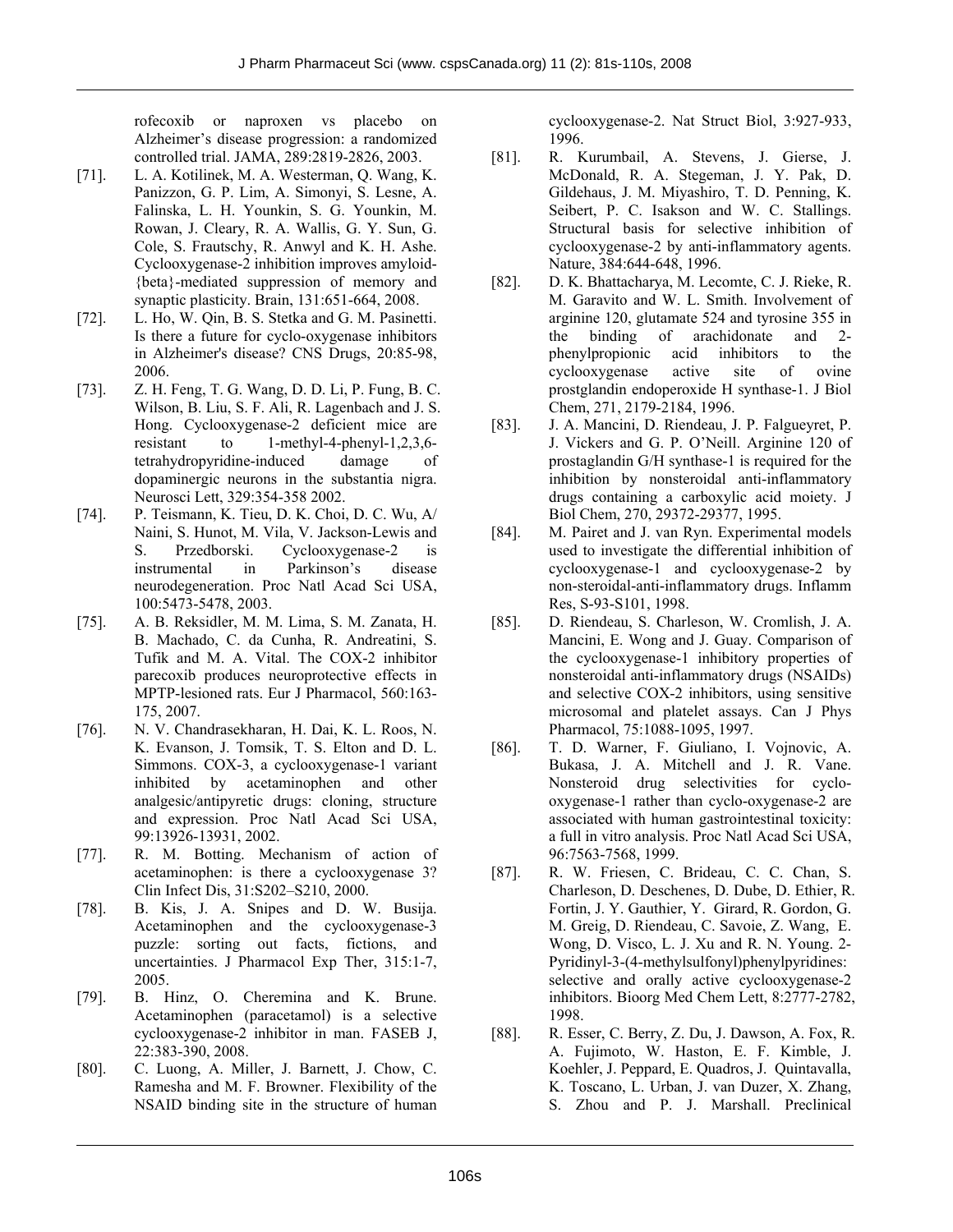rofecoxib or naproxen vs placebo on Alzheimer's disease progression: a randomized controlled trial. JAMA, 289:2819-2826, 2003.

[71]. L. A. Kotilinek, M. A. Westerman, Q. Wang, K. Panizzon, G. P. Lim, A. Simonyi, S. Lesne, A. Falinska, L. H. Younkin, S. G. Younkin, M. Rowan, J. Cleary, R. A. Wallis, G. Y. Sun, G. Cole, S. Frautschy, R. Anwyl and K. H. Ashe. Cyclooxygenase-2 inhibition improves amyloid-{beta}-mediated suppression of memory and synaptic plasticity. Brain, 131:651-664, 2008.

[72]. L. Ho, W. Qin, B. S. Stetka and G. M. Pasinetti. Is there a future for cyclo-oxygenase inhibitors in Alzheimer's disease? CNS Drugs, 20:85-98, 2006.

[73]. Z. H. Feng, T. G. Wang, D. D. Li, P. Fung, B. C. Wilson, B. Liu, S. F. Ali, R. Lagenbach and J. S. Hong. Cyclooxygenase-2 deficient mice are resistant to 1-methyl-4-phenyl-1,2,3,6-tetrahydropyridine-induced damage of dopaminergic neurons in the substantia nigra. Neurosci Lett, 329:354-358 2002.

[74]. P. Teismann, K. Tieu, D. K. Choi, D. C. Wu, A/ Naini, S. Hunot, M. Vila, V. Jackson-Lewis and S. Przedborski. Cyclooxygenase-2 is instrumental in Parkinson's disease neurodegeneration. Proc Natl Acad Sci USA, 100:5473-5478, 2003.

[75]. A. B. Reksidler, M. M. Lima, S. M. Zanata, H. B. Machado, C. da Cunha, R. Andreatini, S. Tufik and M. A. Vital. The COX-2 inhibitor parecoxib produces neuroprotective effects in MPTP-lesioned rats. Eur J Pharmacol, 560:163-175, 2007.

[76]. N. V. Chandrasekharan, H. Dai, K. L. Roos, N. K. Evanson, J. Tomsik, T. S. Elton and D. L. Simmons. COX-3, a cyclooxygenase-1 variant inhibited by acetaminophen and other analgesic/antipyretic drugs: cloning, structure and expression. Proc Natl Acad Sci USA, 99:13926-13931, 2002.

[77]. R. M. Botting. Mechanism of action of acetaminophen: is there a cyclooxygenase 3? Clin Infect Dis, 31:S202–S210, 2000.

[78]. B. Kis, J. A. Snipes and D. W. Busija. Acetaminophen and the cyclooxygenase-3 puzzle: sorting out facts, fictions, and uncertainties. J Pharmacol Exp Ther, 315:1-7, 2005.

[79]. B. Hinz, O. Cheremina and K. Brune. Acetaminophen (paracetamol) is a selective cyclooxygenase-2 inhibitor in man. FASEB J, 22:383-390, 2008.

[80]. C. Luong, A. Miller, J. Barnett, J. Chow, C. Ramesha and M. F. Browner. Flexibility of the NSAID binding site in the structure of human cyclooxygenase-2. Nat Struct Biol, 3:927-933, 1996.

[81]. R. Kurumbail, A. Stevens, J. Gierse, J. McDonald, R. A. Stegeman, J. Y. Pak, D. Gildehaus, J. M. Miyashiro, T. D. Penning, K. Seibert, P. C. Isakson and W. C. Stallings. Structural basis for selective inhibition of cyclooxygenase-2 by anti-inflammatory agents. Nature, 384:644-648, 1996.

[82]. D. K. Bhattacharya, M. Lecomte, C. J. Rieke, R. M. Garavito and W. L. Smith. Involvement of arginine 120, glutamate 524 and tyrosine 355 in the binding of arachidonate and 2-phenylpropionic acid inhibitors to the cyclooxygenase active site of ovine prostglandin endoperoxide H synthase-1. J Biol Chem, 271, 2179-2184, 1996.

[83]. J. A. Mancini, D. Riendeau, J. P. Falgueyret, P. J. Vickers and G. P. O'Neill. Arginine 120 of prostaglandin G/H synthase-1 is required for the inhibition by nonsteroidal anti-inflammatory drugs containing a carboxylic acid moiety. J Biol Chem, 270, 29372-29377, 1995.

[84]. M. Pairet and J. van Ryn. Experimental models used to investigate the differential inhibition of cyclooxygenase-1 and cyclooxygenase-2 by non-steroidal-anti-inflammatory drugs. Inflamm Res, S-93-S101, 1998.

[85]. D. Riendeau, S. Charleson, W. Cromlish, J. A. Mancini, E. Wong and J. Guay. Comparison of the cyclooxygenase-1 inhibitory properties of nonsteroidal anti-inflammatory drugs (NSAIDs) and selective COX-2 inhibitors, using sensitive microsomal and platelet assays. Can J Phys Pharmacol, 75:1088-1095, 1997.

[86]. T. D. Warner, F. Giuliano, I. Vojnovic, A. Bukasa, J. A. Mitchell and J. R. Vane. Nonsteroid drug selectivities for cyclo-oxygenase-1 rather than cyclo-oxygenase-2 are associated with human gastrointestinal toxicity: a full in vitro analysis. Proc Natl Acad Sci USA, 96:7563-7568, 1999.

[87]. R. W. Friesen, C. Brideau, C. C. Chan, S. Charleson, D. Deschenes, D. Dube, D. Ethier, R. Fortin, J. Y. Gauthier, Y. Girard, R. Gordon, G. M. Greig, D. Riendeau, C. Savoie, Z. Wang, E. Wong, D. Visco, L. J. Xu and R. N. Young. 2-Pyridinyl-3-(4-methylsulfonyl)phenylpyridines: selective and orally active cyclooxygenase-2 inhibitors. Bioorg Med Chem Lett, 8:2777-2782, 1998.

[88]. R. Esser, C. Berry, Z. Du, J. Dawson, A. Fox, R. A. Fujimoto, W. Haston, E. F. Kimble, J. Koehler, J. Peppard, E. Quadros, J. Quintavalla, K. Toscano, L. Urban, J. van Duzer, X. Zhang, S. Zhou and P. J. Marshall. Preclinical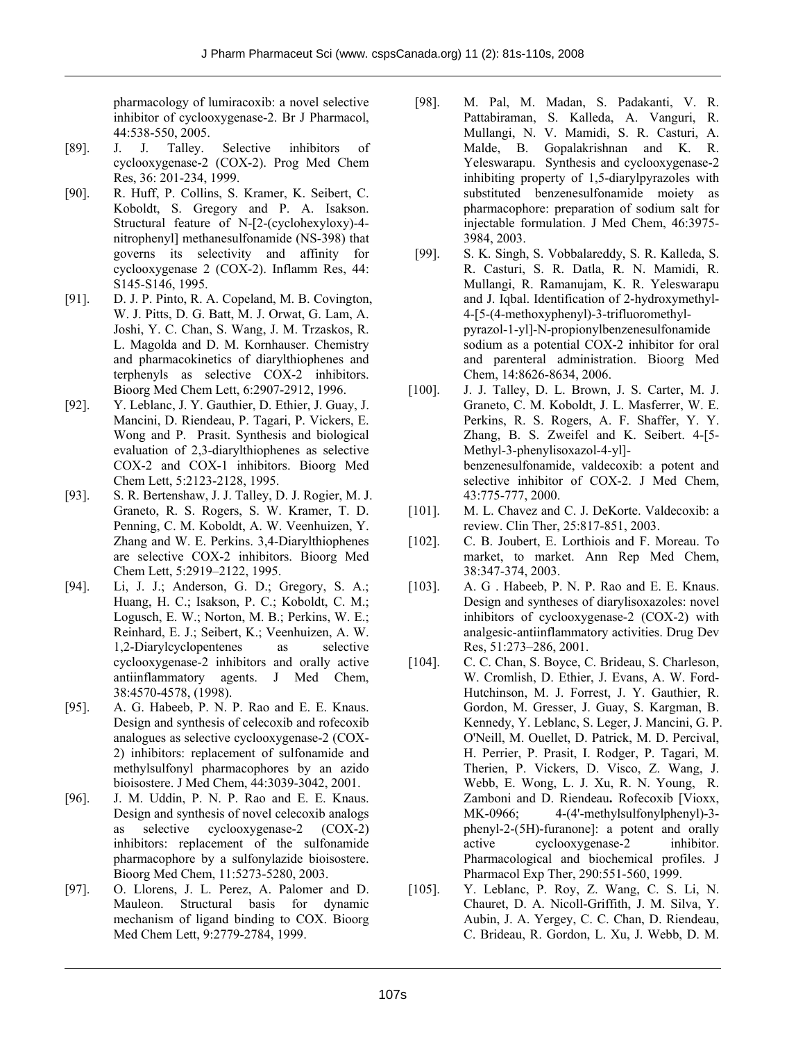pharmacology of lumiracoxib: a novel selective inhibitor of cyclooxygenase-2. Br J Pharmacol, 44:538-550, 2005.

[89]. J. J. Talley. Selective inhibitors of cyclooxygenase-2 (COX-2). Prog Med Chem Res, 36: 201-234, 1999.

[90]. R. Huff, P. Collins, S. Kramer, K. Seibert, C. Koboldt, S. Gregory and P. A. Isakson. Structural feature of N-[2-(cyclohexyloxy)-4-nitrophenyl] methanesulfonamide (NS-398) that governs its selectivity and affinity for cyclooxygenase 2 (COX-2). Inflamm Res, 44: S145-S146, 1995.

[91]. D. J. P. Pinto, R. A. Copeland, M. B. Covington, W. J. Pitts, D. G. Batt, M. J. Orwat, G. Lam, A. Joshi, Y. C. Chan, S. Wang, J. M. Trzaskos, R. L. Magolda and D. M. Kornhauser. Chemistry and pharmacokinetics of diarylthiophenes and terphenyls as selective COX-2 inhibitors. Bioorg Med Chem Lett, 6:2907-2912, 1996.

[92]. Y. Leblanc, J. Y. Gauthier, D. Ethier, J. Guay, J. Mancini, D. Riendeau, P. Tagari, P. Vickers, E. Wong and P. Prasit. Synthesis and biological evaluation of 2,3-diarylthiophenes as selective COX-2 and COX-1 inhibitors. Bioorg Med Chem Lett, 5:2123-2128, 1995.

[93]. S. R. Bertenshaw, J. J. Talley, D. J. Rogier, M. J. Graneto, R. S. Rogers, S. W. Kramer, T. D. Penning, C. M. Koboldt, A. W. Veenhuizen, Y. Zhang and W. E. Perkins. 3,4-Diarylthiophenes are selective COX-2 inhibitors. Bioorg Med Chem Lett, 5:2919–2122, 1995.

[94]. Li, J. J.; Anderson, G. D.; Gregory, S. A.; Huang, H. C.; Isakson, P. C.; Koboldt, C. M.; Logusch, E. W.; Norton, M. B.; Perkins, W. E.; Reinhard, E. J.; Seibert, K.; Veenhuizen, A. W. 1,2-Diarylcyclopentenes as selective cyclooxygenase-2 inhibitors and orally active antiinflammatory agents. J Med Chem, 38:4570-4578, (1998).

[95]. A. G. Habeeb, P. N. P. Rao and E. E. Knaus. Design and synthesis of celecoxib and rofecoxib analogues as selective cyclooxygenase-2 (COX-2) inhibitors: replacement of sulfonamide and methylsulfonyl pharmacophores by an azido bioisostere. J Med Chem, 44:3039-3042, 2001.

[96]. J. M. Uddin, P. N. P. Rao and E. E. Knaus. Design and synthesis of novel celecoxib analogs as selective cyclooxygenase-2 (COX-2) inhibitors: replacement of the sulfonamide pharmacophore by a sulfonylazide bioisostere. Bioorg Med Chem, 11:5273-5280, 2003.

[97]. O. Llorens, J. L. Perez, A. Palomer and D. Mauleon. Structural basis for dynamic mechanism of ligand binding to COX. Bioorg Med Chem Lett, 9:2779-2784, 1999.

[98]. M. Pal, M. Madan, S. Padakanti, V. R. Pattabiraman, S. Kalleda, A. Vanguri, R. Mullangi, N. V. Mamidi, S. R. Casturi, A. Malde, B. Gopalakrishnan and K. R. Yeleswarapu. Synthesis and cyclooxygenase-2 inhibiting property of 1,5-diarylpyrazoles with substituted benzenesulfonamide moiety as pharmacophore: preparation of sodium salt for injectable formulation. J Med Chem, 46:3975-3984, 2003.

[99]. S. K. Singh, S. Vobbalareddy, S. R. Kalleda, S. R. Casturi, S. R. Datla, R. N. Mamidi, R. Mullangi, R. Ramanujam, K. R. Yeleswarapu and J. Iqbal. Identification of 2-hydroxymethyl-4-[5-(4-methoxyphenyl)-3-trifluoromethyl-pyrazol-1-yl]-N-propionylbenzenesulfonamide sodium as a potential COX-2 inhibitor for oral and parenteral administration. Bioorg Med Chem, 14:8626-8634, 2006.

[100]. J. J. Talley, D. L. Brown, J. S. Carter, M. J. Graneto, C. M. Koboldt, J. L. Masferrer, W. E. Perkins, R. S. Rogers, A. F. Shaffer, Y. Y. Zhang, B. S. Zweifel and K. Seibert. 4-[5-Methyl-3-phenylisoxazol-4-yl]-benzenesulfonamide, valdecoxib: a potent and selective inhibitor of COX-2. J Med Chem, 43:775-777, 2000.

[101]. M. L. Chavez and C. J. DeKorte. Valdecoxib: a review. Clin Ther, 25:817-851, 2003.

[102]. C. B. Joubert, E. Lorthiois and F. Moreau. To market, to market. Ann Rep Med Chem, 38:347-374, 2003.

[103]. A. G . Habeeb, P. N. P. Rao and E. E. Knaus. Design and syntheses of diarylisoxazoles: novel inhibitors of cyclooxygenase-2 (COX-2) with analgesic-antiinflammatory activities. Drug Dev Res, 51:273–286, 2001.

[104]. C. C. Chan, S. Boyce, C. Brideau, S. Charleson, W. Cromlish, D. Ethier, J. Evans, A. W. Ford-Hutchinson, M. J. Forrest, J. Y. Gauthier, R. Gordon, M. Gresser, J. Guay, S. Kargman, B. Kennedy, Y. Leblanc, S. Leger, J. Mancini, G. P. O'Neill, M. Ouellet, D. Patrick, M. D. Percival, H. Perrier, P. Prasit, I. Rodger, P. Tagari, M. Therien, P. Vickers, D. Visco, Z. Wang, J. Webb, E. Wong, L. J. Xu, R. N. Young, R. Zamboni and D. Riendeau. Rofecoxib [Vioxx, MK-0966; 4-(4'-methylsulfonylphenyl)-3-phenyl-2-(5H)-furanone]: a potent and orally active cyclooxygenase-2 inhibitor. Pharmacological and biochemical profiles. J Pharmacol Exp Ther, 290:551-560, 1999.

[105]. Y. Leblanc, P. Roy, Z. Wang, C. S. Li, N. Chauret, D. A. Nicoll-Griffith, J. M. Silva, Y. Aubin, J. A. Yergey, C. C. Chan, D. Riendeau, C. Brideau, R. Gordon, L. Xu, J. Webb, D. M.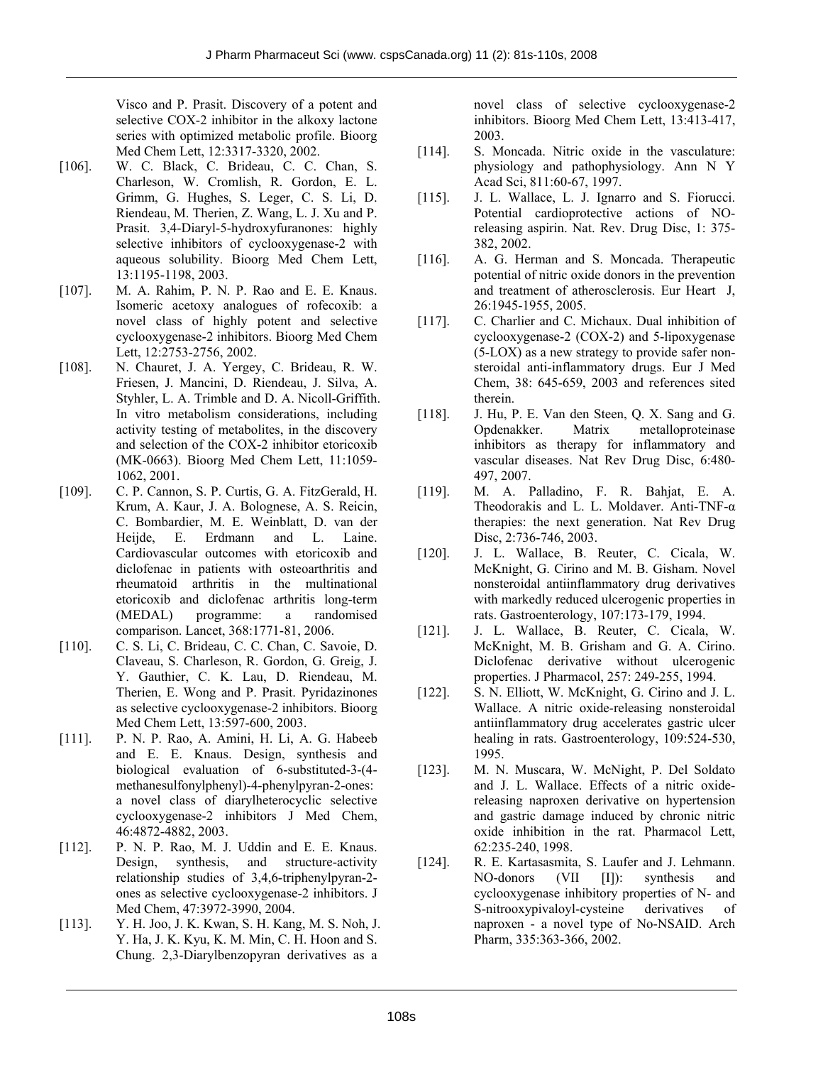Visco and P. Prasit. Discovery of a potent and selective COX-2 inhibitor in the alkoxy lactone series with optimized metabolic profile. Bioorg Med Chem Lett, 12:3317-3320, 2002.

[106]. W. C. Black, C. Brideau, C. C. Chan, S. Charleson, W. Cromlish, R. Gordon, E. L. Grimm, G. Hughes, S. Leger, C. S. Li, D. Riendeau, M. Therien, Z. Wang, L. J. Xu and P. Prasit. 3,4-Diaryl-5-hydroxyfuranones: highly selective inhibitors of cyclooxygenase-2 with aqueous solubility. Bioorg Med Chem Lett, 13:1195-1198, 2003.

[107]. M. A. Rahim, P. N. P. Rao and E. E. Knaus. Isomeric acetoxy analogues of rofecoxib: a novel class of highly potent and selective cyclooxygenase-2 inhibitors. Bioorg Med Chem Lett, 12:2753-2756, 2002.

[108]. N. Chauret, J. A. Yergey, C. Brideau, R. W. Friesen, J. Mancini, D. Riendeau, J. Silva, A. Styhler, L. A. Trimble and D. A. Nicoll-Griffith. In vitro metabolism considerations, including activity testing of metabolites, in the discovery and selection of the COX-2 inhibitor etoricoxib (MK-0663). Bioorg Med Chem Lett, 11:1059-1062, 2001.

[109]. C. P. Cannon, S. P. Curtis, G. A. FitzGerald, H. Krum, A. Kaur, J. A. Bolognese, A. S. Reicin, C. Bombardier, M. E. Weinblatt, D. van der Heijde, E. Erdmann and L. Laine. Cardiovascular outcomes with etoricoxib and diclofenac in patients with osteoarthritis and rheumatoid arthritis in the multinational etoricoxib and diclofenac arthritis long-term (MEDAL) programme: a randomised comparison. Lancet, 368:1771-81, 2006.

[110]. C. S. Li, C. Brideau, C. C. Chan, C. Savoie, D. Claveau, S. Charleson, R. Gordon, G. Greig, J. Y. Gauthier, C. K. Lau, D. Riendeau, M. Therien, E. Wong and P. Prasit. Pyridazinones as selective cyclooxygenase-2 inhibitors. Bioorg Med Chem Lett, 13:597-600, 2003.

[111]. P. N. P. Rao, A. Amini, H. Li, A. G. Habeeb and E. E. Knaus. Design, synthesis and biological evaluation of 6-substituted-3-(4-methanesulfonylphenyl)-4-phenylpyran-2-ones: a novel class of diarylheterocyclic selective cyclooxygenase-2 inhibitors J Med Chem, 46:4872-4882, 2003.

[112]. P. N. P. Rao, M. J. Uddin and E. E. Knaus. Design, synthesis, and structure-activity relationship studies of 3,4,6-triphenylpyran-2-ones as selective cyclooxygenase-2 inhibitors. J Med Chem, 47:3972-3990, 2004.

[113]. Y. H. Joo, J. K. Kwan, S. H. Kang, M. S. Noh, J. Y. Ha, J. K. Kyu, K. M. Min, C. H. Hoon and S. Chung. 2,3-Diarylbenzopyran derivatives as a novel class of selective cyclooxygenase-2 inhibitors. Bioorg Med Chem Lett, 13:413-417, 2003.

[114]. S. Moncada. Nitric oxide in the vasculature: physiology and pathophysiology. Ann N Y Acad Sci, 811:60-67, 1997.

[115]. J. L. Wallace, L. J. Ignarro and S. Fiorucci. Potential cardioprotective actions of NO-releasing aspirin. Nat. Rev. Drug Disc, 1: 375-382, 2002.

[116]. A. G. Herman and S. Moncada. Therapeutic potential of nitric oxide donors in the prevention and treatment of atherosclerosis. Eur Heart J, 26:1945-1955, 2005.

[117]. C. Charlier and C. Michaux. Dual inhibition of cyclooxygenase-2 (COX-2) and 5-lipoxygenase (5-LOX) as a new strategy to provide safer non-steroidal anti-inflammatory drugs. Eur J Med Chem, 38: 645-659, 2003 and references sited therein.

[118]. J. Hu, P. E. Van den Steen, Q. X. Sang and G. Opdenakker. Matrix metalloproteinase inhibitors as therapy for inflammatory and vascular diseases. Nat Rev Drug Disc, 6:480-497, 2007.

[119]. M. A. Palladino, F. R. Bahjat, E. A. Theodorakis and L. L. Moldaver. Anti-TNF-α therapies: the next generation. Nat Rev Drug Disc, 2:736-746, 2003.

[120]. J. L. Wallace, B. Reuter, C. Cicala, W. McKnight, G. Cirino and M. B. Gisham. Novel nonsteroidal antiinflammatory drug derivatives with markedly reduced ulcerogenic properties in rats. Gastroenterology, 107:173-179, 1994.

[121]. J. L. Wallace, B. Reuter, C. Cicala, W. McKnight, M. B. Grisham and G. A. Cirino. Diclofenac derivative without ulcerogenic properties. J Pharmacol, 257: 249-255, 1994.

[122]. S. N. Elliott, W. McKnight, G. Cirino and J. L. Wallace. A nitric oxide-releasing nonsteroidal antiinflammatory drug accelerates gastric ulcer healing in rats. Gastroenterology, 109:524-530, 1995.

[123]. M. N. Muscara, W. McNight, P. Del Soldato and J. L. Wallace. Effects of a nitric oxide-releasing naproxen derivative on hypertension and gastric damage induced by chronic nitric oxide inhibition in the rat. Pharmacol Lett, 62:235-240, 1998.

[124]. R. E. Kartasasmita, S. Laufer and J. Lehmann. NO-donors (VII [I]): synthesis and cyclooxygenase inhibitory properties of N- and S-nitrooxypivaloyl-cysteine derivatives of naproxen - a novel type of No-NSAID. Arch Pharm, 335:363-366, 2002.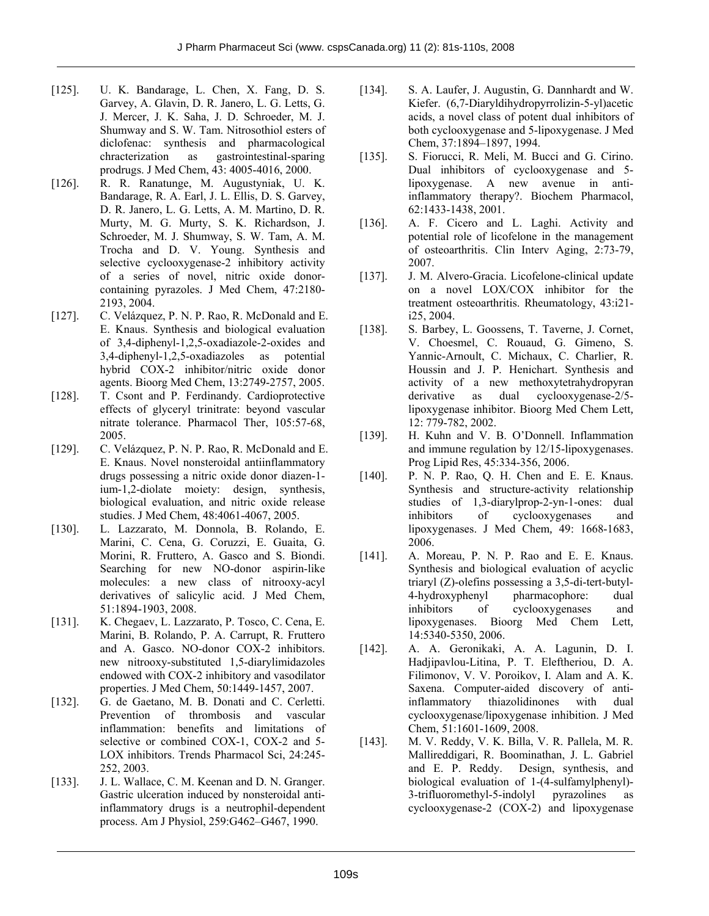[125]. U. K. Bandarage, L. Chen, X. Fang, D. S. Garvey, A. Glavin, D. R. Janero, L. G. Letts, G. J. Mercer, J. K. Saha, J. D. Schroeder, M. J. Shumway and S. W. Tam. Nitrosothiol esters of diclofenac: synthesis and pharmacological chracterization as gastrointestinal-sparing prodrugs. J Med Chem, 43: 4005-4016, 2000.

[126]. R. R. Ranatunge, M. Augustyniak, U. K. Bandarage, R. A. Earl, J. L. Ellis, D. S. Garvey, D. R. Janero, L. G. Letts, A. M. Martino, D. R. Murty, M. G. Murty, S. K. Richardson, J. Schroeder, M. J. Shumway, S. W. Tam, A. M. Trocha and D. V. Young. Synthesis and selective cyclooxygenase-2 inhibitory activity of a series of novel, nitric oxide donor-containing pyrazoles. J Med Chem, 47:2180-2193, 2004.

[127]. C. Velázquez, P. N. P. Rao, R. McDonald and E. E. Knaus. Synthesis and biological evaluation of 3,4-diphenyl-1,2,5-oxadiazole-2-oxides and 3,4-diphenyl-1,2,5-oxadiazoles as potential hybrid COX-2 inhibitor/nitric oxide donor agents. Bioorg Med Chem, 13:2749-2757, 2005.

[128]. T. Csont and P. Ferdinandy. Cardioprotective effects of glyceryl trinitrate: beyond vascular nitrate tolerance. Pharmacol Ther, 105:57-68, 2005.

[129]. C. Velázquez, P. N. P. Rao, R. McDonald and E. E. Knaus. Novel nonsteroidal antiinflammatory drugs possessing a nitric oxide donor diazen-1-ium-1,2-diolate moiety: design, synthesis, biological evaluation, and nitric oxide release studies. J Med Chem, 48:4061-4067, 2005.

[130]. L. Lazzarato, M. Donnola, B. Rolando, E. Marini, C. Cena, G. Coruzzi, E. Guaita, G. Morini, R. Fruttero, A. Gasco and S. Biondi. Searching for new NO-donor aspirin-like molecules: a new class of nitrooxy-acyl derivatives of salicylic acid. J Med Chem, 51:1894-1903, 2008.

[131]. K. Chegaev, L. Lazzarato, P. Tosco, C. Cena, E. Marini, B. Rolando, P. A. Carrupt, R. Fruttero and A. Gasco. NO-donor COX-2 inhibitors. new nitrooxy-substituted 1,5-diarylimidazoles endowed with COX-2 inhibitory and vasodilator properties. J Med Chem, 50:1449-1457, 2007.

[132]. G. de Gaetano, M. B. Donati and C. Cerletti. Prevention of thrombosis and vascular inflammation: benefits and limitations of selective or combined COX-1, COX-2 and 5-LOX inhibitors. Trends Pharmacol Sci, 24:245-252, 2003.

[133]. J. L. Wallace, C. M. Keenan and D. N. Granger. Gastric ulceration induced by nonsteroidal anti-inflammatory drugs is a neutrophil-dependent process. Am J Physiol, 259:G462–G467, 1990.

[134]. S. A. Laufer, J. Augustin, G. Dannhardt and W. Kiefer. (6,7-Diaryldihydropyrrolizin-5-yl)acetic acids, a novel class of potent dual inhibitors of both cyclooxygenase and 5-lipoxygenase. J Med Chem, 37:1894–1897, 1994.

[135]. S. Fiorucci, R. Meli, M. Bucci and G. Cirino. Dual inhibitors of cyclooxygenase and 5-lipoxygenase. A new avenue in anti-inflammatory therapy?. Biochem Pharmacol, 62:1433-1438, 2001.

[136]. A. F. Cicero and L. Laghi. Activity and potential role of licofelone in the management of osteoarthritis. Clin Interv Aging, 2:73-79, 2007.

[137]. J. M. Alvero-Gracia. Licofelone-clinical update on a novel LOX/COX inhibitor for the treatment osteoarthritis. Rheumatology, 43:i21-i25, 2004.

[138]. S. Barbey, L. Goossens, T. Taverne, J. Cornet, V. Choesmel, C. Rouaud, G. Gimeno, S. Yannic-Arnoult, C. Michaux, C. Charlier, R. Houssin and J. P. Henichart. Synthesis and activity of a new methoxytetrahydropyran derivative as dual cyclooxygenase-2/5-lipoxygenase inhibitor. Bioorg Med Chem Lett, 12: 779-782, 2002.

[139]. H. Kuhn and V. B. O'Donnell. Inflammation and immune regulation by 12/15-lipoxygenases. Prog Lipid Res, 45:334-356, 2006.

[140]. P. N. P. Rao, Q. H. Chen and E. E. Knaus. Synthesis and structure-activity relationship studies of 1,3-diarylprop-2-yn-1-ones: dual inhibitors of cyclooxygenases and lipoxygenases. J Med Chem, 49: 1668-1683, 2006.

[141]. A. Moreau, P. N. P. Rao and E. E. Knaus. Synthesis and biological evaluation of acyclic triaryl (Z)-olefins possessing a 3,5-di-tert-butyl-4-hydroxyphenyl pharmacophore: dual inhibitors of cyclooxygenases and lipoxygenases. Bioorg Med Chem Lett, 14:5340-5350, 2006.

[142]. A. A. Geronikaki, A. A. Lagunin, D. I. Hadjipavlou-Litina, P. T. Eleftheriou, D. A. Filimonov, V. V. Poroikov, I. Alam and A. K. Saxena. Computer-aided discovery of anti-inflammatory thiazolidinones with dual cyclooxygenase/lipoxygenase inhibition. J Med Chem, 51:1601-1609, 2008.

[143]. M. V. Reddy, V. K. Billa, V. R. Pallela, M. R. Mallireddigari, R. Boominathan, J. L. Gabriel and E. P. Reddy. Design, synthesis, and biological evaluation of 1-(4-sulfamylphenyl)-3-trifluoromethyl-5-indolyl pyrazolines as cyclooxygenase-2 (COX-2) and lipoxygenase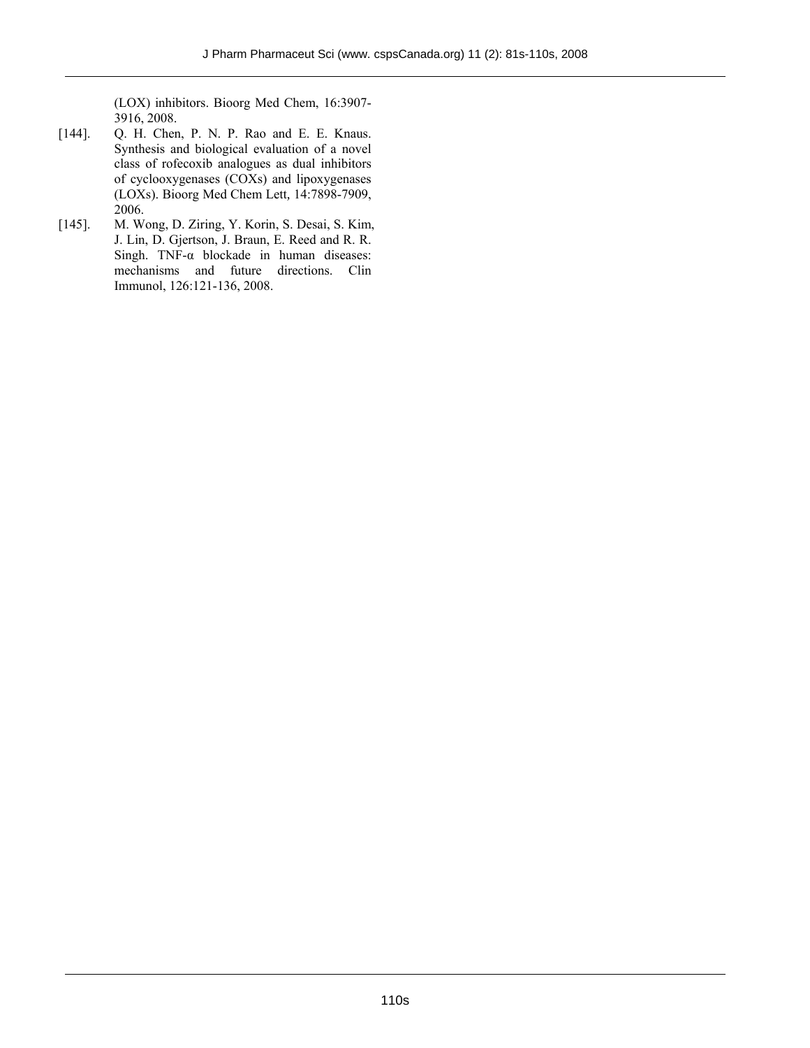(LOX) inhibitors. Bioorg Med Chem, 16:3907-3916, 2008.

[144]. Q. H. Chen, P. N. P. Rao and E. E. Knaus. Synthesis and biological evaluation of a novel class of rofecoxib analogues as dual inhibitors of cyclooxygenases (COXs) and lipoxygenases (LOXs). Bioorg Med Chem Lett, 14:7898-7909, 2006.

[145]. M. Wong, D. Ziring, Y. Korin, S. Desai, S. Kim, J. Lin, D. Gjertson, J. Braun, E. Reed and R. R. Singh. TNF-α blockade in human diseases: mechanisms and future directions. Clin Immunol, 126:121-136, 2008.